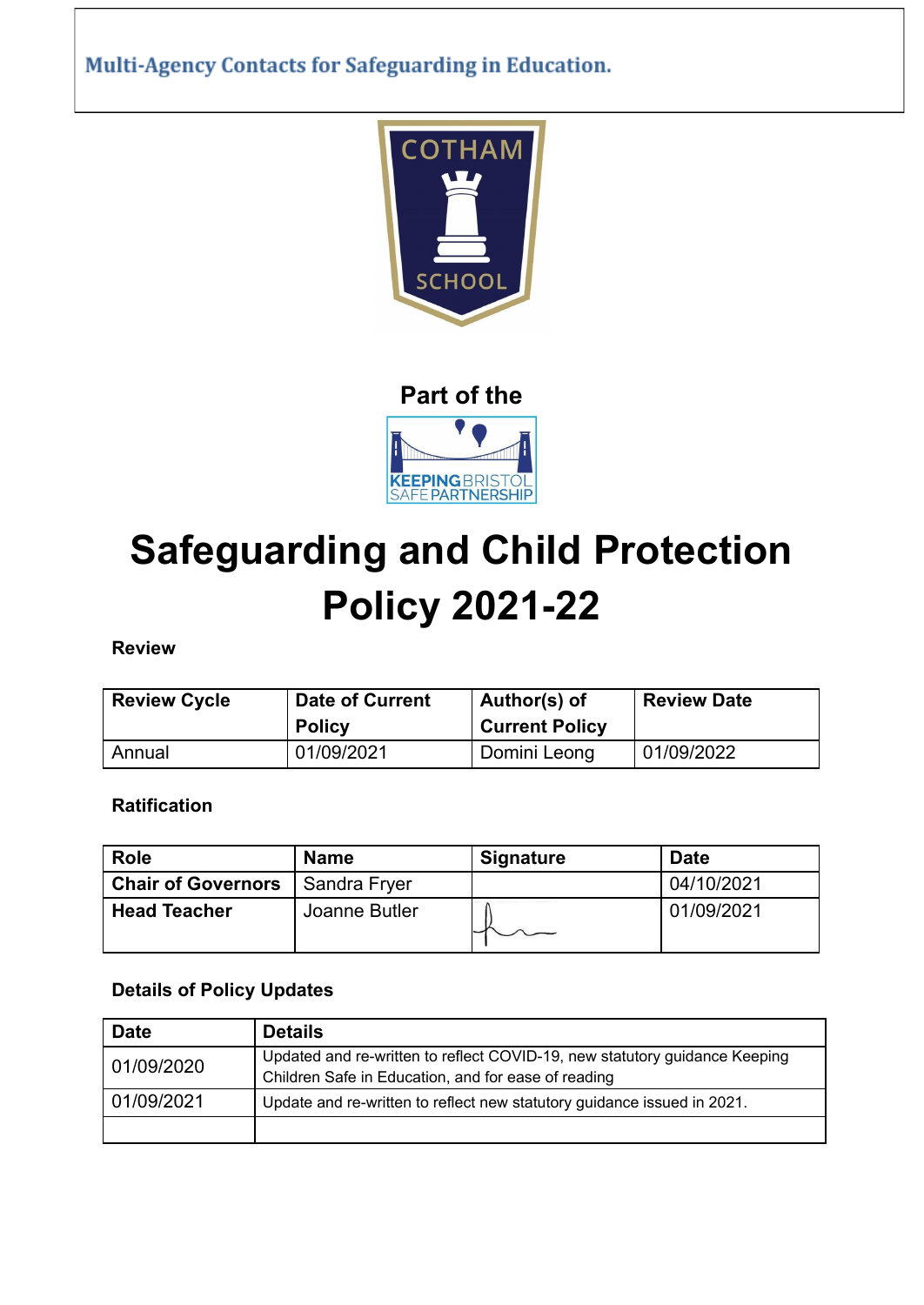Multi-Agency Contacts for Safeguarding in Education.

COTHAM SCHOOL

Part of the

KEEPING BRISTOL SAFE PARTNERSHIP

# Safeguarding and Child Protection Policy 2021-22

**Review**

| Review Cycle | Date of Current Policy | Author(s) of Current Policy | Review Date |
|---|---|---|---|
| Annual | 01/09/2021 | Domini Leong | 01/09/2022 |

**Ratification**

| Role | Name | Signature | Date |
|---|---|---|---|
| **Chair of Governors** | Sandra Fryer | | 04/10/2021 |
| **Head Teacher** | Joanne Butler | | 01/09/2021 |

**Details of Policy Updates**

| Date | Details |
|---|---|
| 01/09/2020 | Updated and re-written to reflect COVID-19, new statutory guidance Keeping Children Safe in Education, and for ease of reading |
| 01/09/2021 | Update and re-written to reflect new statutory guidance issued in 2021. |
| | |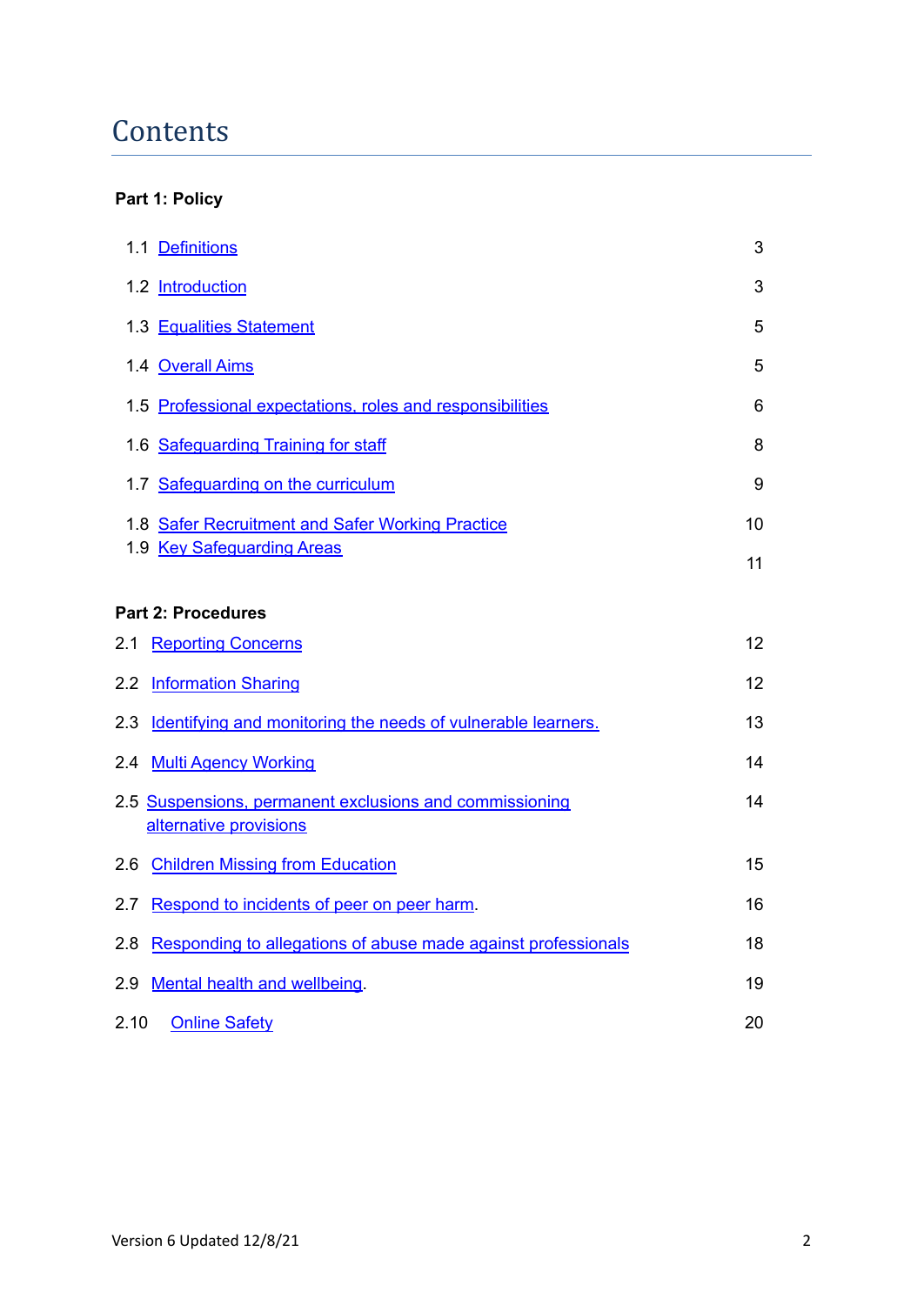# Contents

**Part 1: Policy**

| | | |
|---|---|---|
| 1.1 | Definitions | 3 |
| 1.2 | Introduction | 3 |
| 1.3 | Equalities Statement | 5 |
| 1.4 | Overall Aims | 5 |
| 1.5 | Professional expectations, roles and responsibilities | 6 |
| 1.6 | Safeguarding Training for staff | 8 |
| 1.7 | Safeguarding on the curriculum | 9 |
| 1.8 | Safer Recruitment and Safer Working Practice | 10 |
| 1.9 | Key Safeguarding Areas | 11 |

**Part 2: Procedures**

| | | |
|---|---|---|
| 2.1 | Reporting Concerns | 12 |
| 2.2 | Information Sharing | 12 |
| 2.3 | Identifying and monitoring the needs of vulnerable learners. | 13 |
| 2.4 | Multi Agency Working | 14 |
| 2.5 | Suspensions, permanent exclusions and commissioning alternative provisions | 14 |
| 2.6 | Children Missing from Education | 15 |
| 2.7 | Respond to incidents of peer on peer harm. | 16 |
| 2.8 | Responding to allegations of abuse made against professionals | 18 |
| 2.9 | Mental health and wellbeing. | 19 |
| 2.10 | Online Safety | 20 |

Version 6 Updated 12/8/21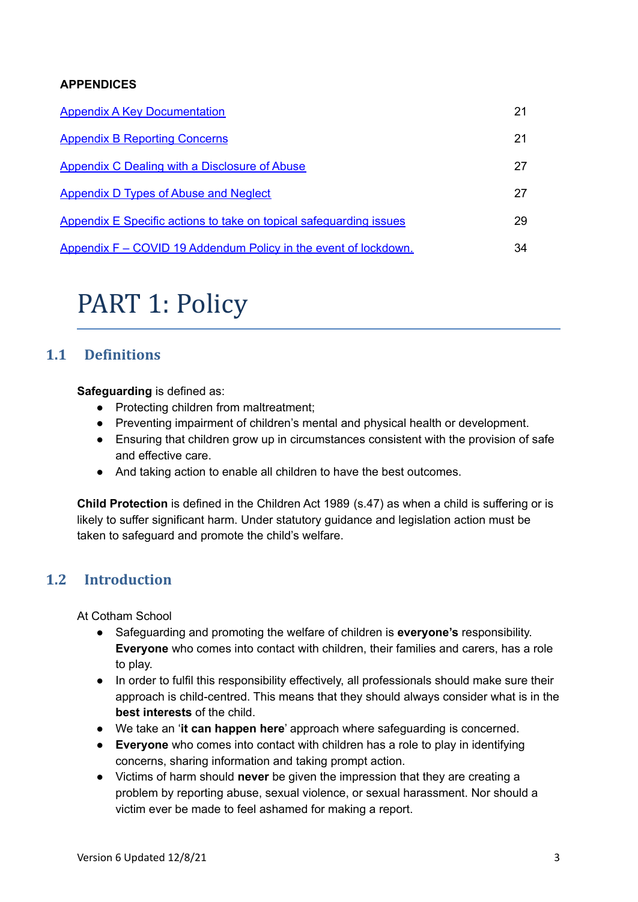**APPENDICES**

| | |
|---|---|
| Appendix A Key Documentation | 21 |
| Appendix B Reporting Concerns | 21 |
| Appendix C Dealing with a Disclosure of Abuse | 27 |
| Appendix D Types of Abuse and Neglect | 27 |
| Appendix E Specific actions to take on topical safeguarding issues | 29 |
| Appendix F – COVID 19 Addendum Policy in the event of lockdown. | 34 |

# PART 1: Policy

## 1.1 Definitions

**Safeguarding** is defined as:

- Protecting children from maltreatment;
- Preventing impairment of children's mental and physical health or development.
- Ensuring that children grow up in circumstances consistent with the provision of safe and effective care.
- And taking action to enable all children to have the best outcomes.

**Child Protection** is defined in the Children Act 1989 (s.47) as when a child is suffering or is likely to suffer significant harm. Under statutory guidance and legislation action must be taken to safeguard and promote the child's welfare.

## 1.2 Introduction

At Cotham School

- Safeguarding and promoting the welfare of children is **everyone's** responsibility. **Everyone** who comes into contact with children, their families and carers, has a role to play.
- In order to fulfil this responsibility effectively, all professionals should make sure their approach is child-centred. This means that they should always consider what is in the **best interests** of the child.
- We take an '**it can happen here**' approach where safeguarding is concerned.
- **Everyone** who comes into contact with children has a role to play in identifying concerns, sharing information and taking prompt action.
- Victims of harm should **never** be given the impression that they are creating a problem by reporting abuse, sexual violence, or sexual harassment. Nor should a victim ever be made to feel ashamed for making a report.

Version 6 Updated 12/8/21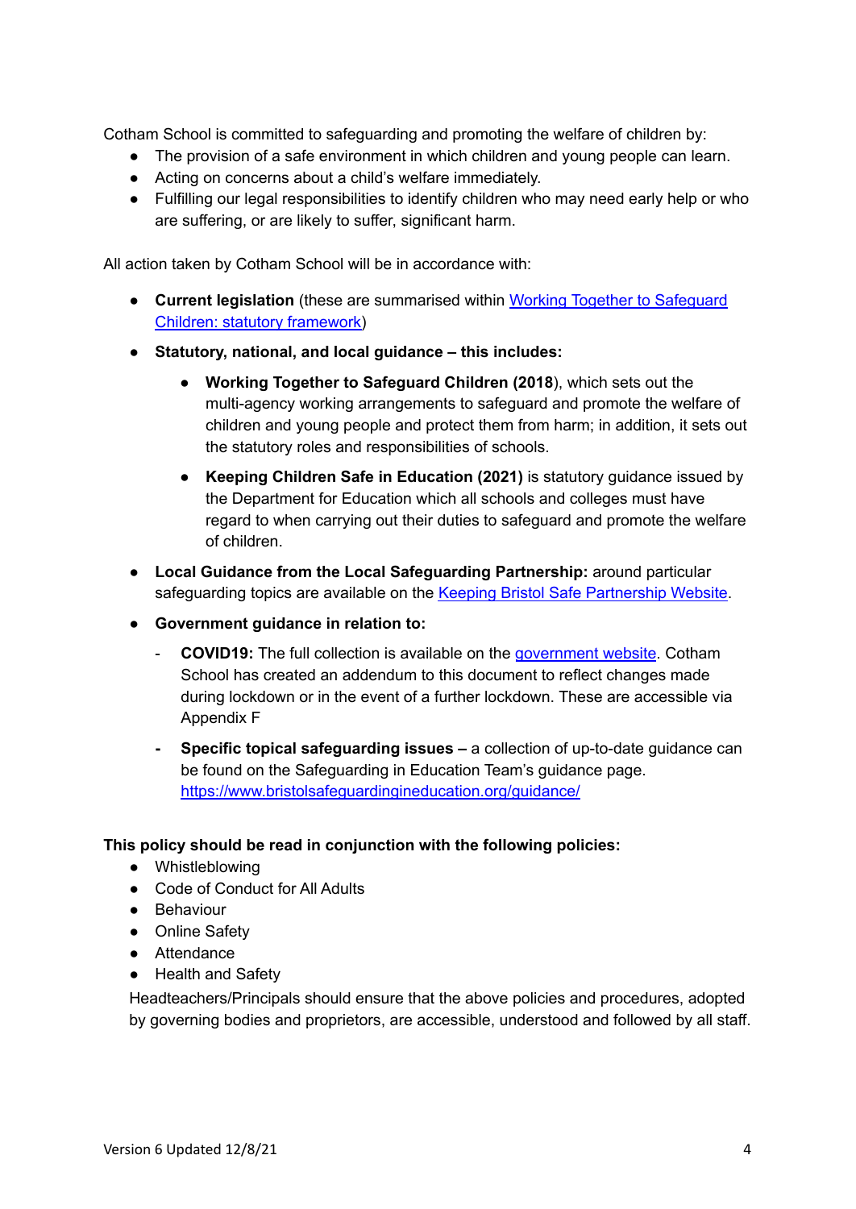Cotham School is committed to safeguarding and promoting the welfare of children by:

- The provision of a safe environment in which children and young people can learn.
- Acting on concerns about a child's welfare immediately.
- Fulfilling our legal responsibilities to identify children who may need early help or who are suffering, or are likely to suffer, significant harm.

All action taken by Cotham School will be in accordance with:

- **Current legislation** (these are summarised within [Working Together to Safeguard Children: statutory framework](#))
- **Statutory, national, and local guidance – this includes:**
  - **Working Together to Safeguard Children (2018**), which sets out the multi-agency working arrangements to safeguard and promote the welfare of children and young people and protect them from harm; in addition, it sets out the statutory roles and responsibilities of schools.
  - **Keeping Children Safe in Education (2021)** is statutory guidance issued by the Department for Education which all schools and colleges must have regard to when carrying out their duties to safeguard and promote the welfare of children.
- **Local Guidance from the Local Safeguarding Partnership:** around particular safeguarding topics are available on the [Keeping Bristol Safe Partnership Website](#).
- **Government guidance in relation to:**
  - **COVID19:** The full collection is available on the [government website](#). Cotham School has created an addendum to this document to reflect changes made during lockdown or in the event of a further lockdown. These are accessible via Appendix F
  - **Specific topical safeguarding issues –** a collection of up-to-date guidance can be found on the Safeguarding in Education Team's guidance page. https://www.bristolsafeguardingineducation.org/guidance/

**This policy should be read in conjunction with the following policies:**

- Whistleblowing
- Code of Conduct for All Adults
- Behaviour
- Online Safety
- Attendance
- Health and Safety

Headteachers/Principals should ensure that the above policies and procedures, adopted by governing bodies and proprietors, are accessible, understood and followed by all staff.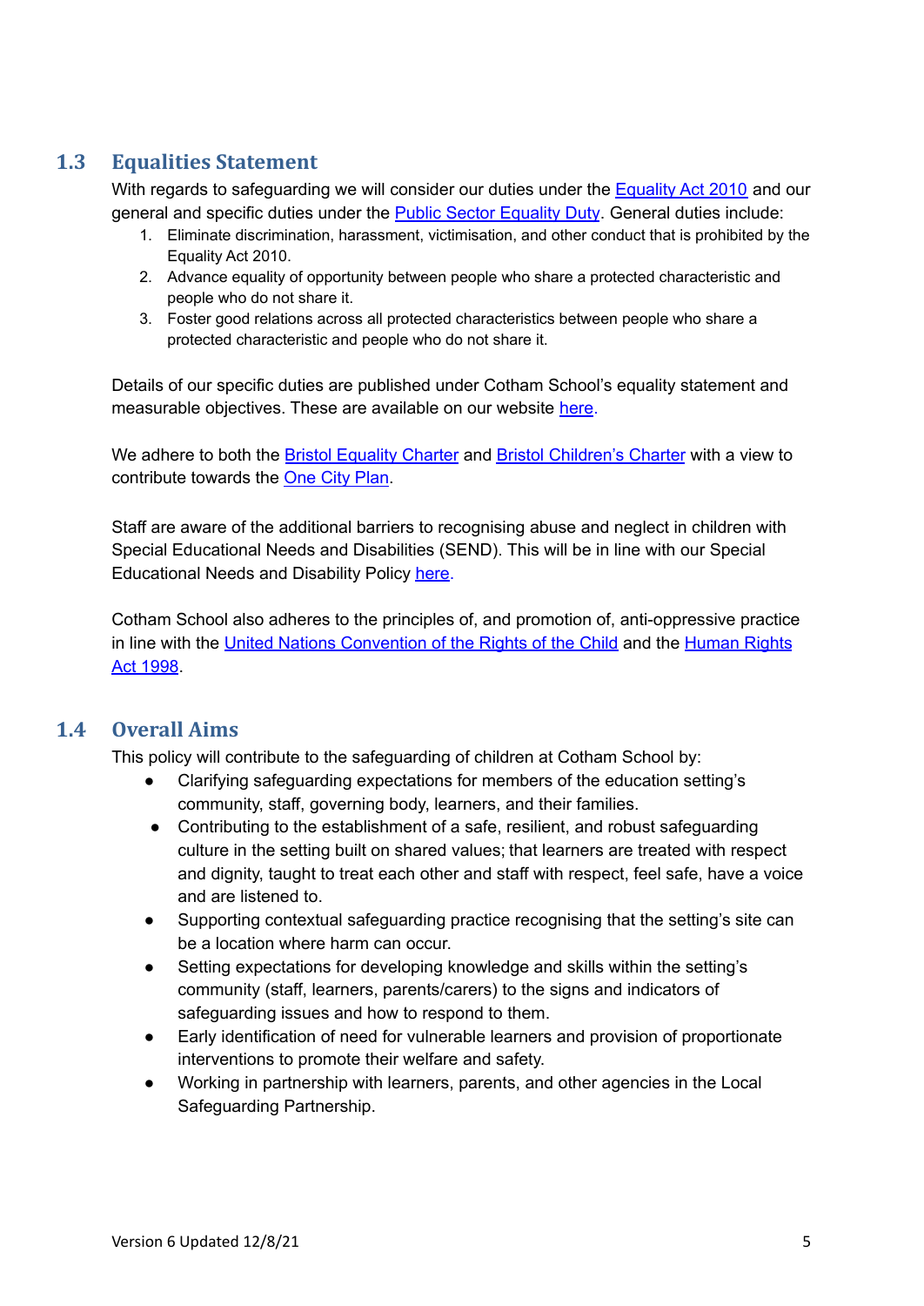## 1.3 Equalities Statement

With regards to safeguarding we will consider our duties under the Equality Act 2010 and our general and specific duties under the Public Sector Equality Duty. General duties include:

1. Eliminate discrimination, harassment, victimisation, and other conduct that is prohibited by the Equality Act 2010.
2. Advance equality of opportunity between people who share a protected characteristic and people who do not share it.
3. Foster good relations across all protected characteristics between people who share a protected characteristic and people who do not share it.

Details of our specific duties are published under Cotham School's equality statement and measurable objectives. These are available on our website here.

We adhere to both the Bristol Equality Charter and Bristol Children's Charter with a view to contribute towards the One City Plan.

Staff are aware of the additional barriers to recognising abuse and neglect in children with Special Educational Needs and Disabilities (SEND). This will be in line with our Special Educational Needs and Disability Policy here.

Cotham School also adheres to the principles of, and promotion of, anti-oppressive practice in line with the United Nations Convention of the Rights of the Child and the Human Rights Act 1998.

## 1.4 Overall Aims

This policy will contribute to the safeguarding of children at Cotham School by:

- Clarifying safeguarding expectations for members of the education setting's community, staff, governing body, learners, and their families.
- Contributing to the establishment of a safe, resilient, and robust safeguarding culture in the setting built on shared values; that learners are treated with respect and dignity, taught to treat each other and staff with respect, feel safe, have a voice and are listened to.
- Supporting contextual safeguarding practice recognising that the setting's site can be a location where harm can occur.
- Setting expectations for developing knowledge and skills within the setting's community (staff, learners, parents/carers) to the signs and indicators of safeguarding issues and how to respond to them.
- Early identification of need for vulnerable learners and provision of proportionate interventions to promote their welfare and safety.
- Working in partnership with learners, parents, and other agencies in the Local Safeguarding Partnership.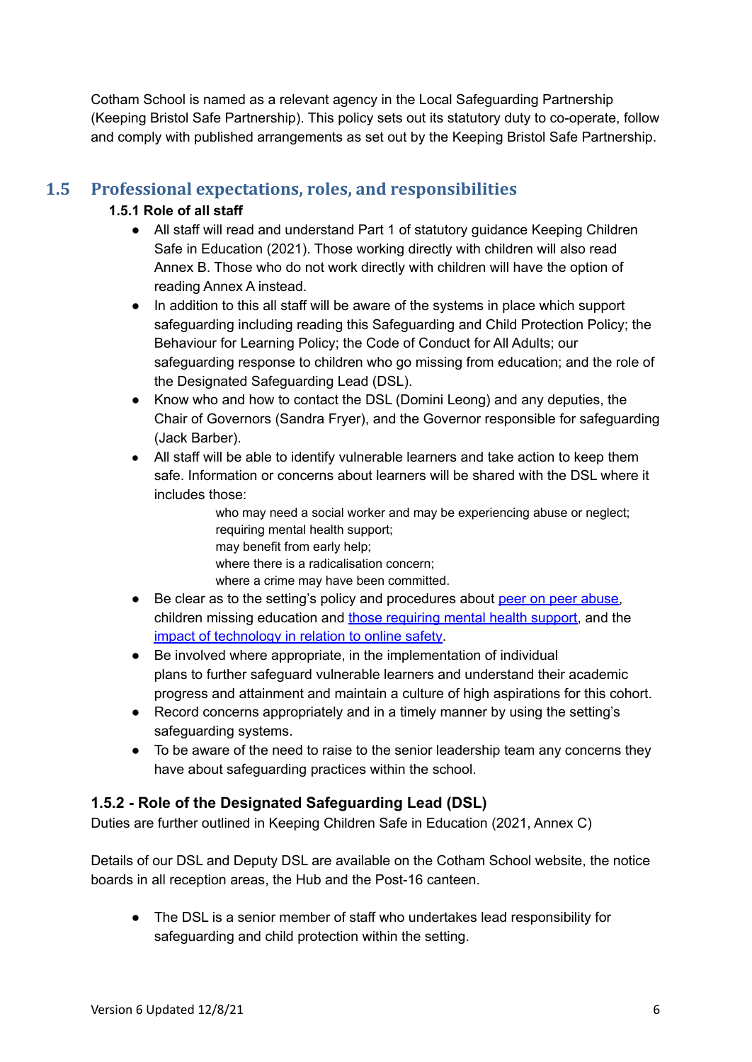Cotham School is named as a relevant agency in the Local Safeguarding Partnership (Keeping Bristol Safe Partnership). This policy sets out its statutory duty to co-operate, follow and comply with published arrangements as set out by the Keeping Bristol Safe Partnership.

## 1.5 Professional expectations, roles, and responsibilities

### 1.5.1 Role of all staff

- All staff will read and understand Part 1 of statutory guidance Keeping Children Safe in Education (2021). Those working directly with children will also read Annex B. Those who do not work directly with children will have the option of reading Annex A instead.
- In addition to this all staff will be aware of the systems in place which support safeguarding including reading this Safeguarding and Child Protection Policy; the Behaviour for Learning Policy; the Code of Conduct for All Adults; our safeguarding response to children who go missing from education; and the role of the Designated Safeguarding Lead (DSL).
- Know who and how to contact the DSL (Domini Leong) and any deputies, the Chair of Governors (Sandra Fryer), and the Governor responsible for safeguarding (Jack Barber).
- All staff will be able to identify vulnerable learners and take action to keep them safe. Information or concerns about learners will be shared with the DSL where it includes those:
  - who may need a social worker and may be experiencing abuse or neglect;
  - requiring mental health support;
  - may benefit from early help;
  - where there is a radicalisation concern;
  - where a crime may have been committed.
- Be clear as to the setting's policy and procedures about peer on peer abuse, children missing education and those requiring mental health support, and the impact of technology in relation to online safety.
- Be involved where appropriate, in the implementation of individual plans to further safeguard vulnerable learners and understand their academic progress and attainment and maintain a culture of high aspirations for this cohort.
- Record concerns appropriately and in a timely manner by using the setting's safeguarding systems.
- To be aware of the need to raise to the senior leadership team any concerns they have about safeguarding practices within the school.

### 1.5.2 - Role of the Designated Safeguarding Lead (DSL)

Duties are further outlined in Keeping Children Safe in Education (2021, Annex C)

Details of our DSL and Deputy DSL are available on the Cotham School website, the notice boards in all reception areas, the Hub and the Post-16 canteen.

- The DSL is a senior member of staff who undertakes lead responsibility for safeguarding and child protection within the setting.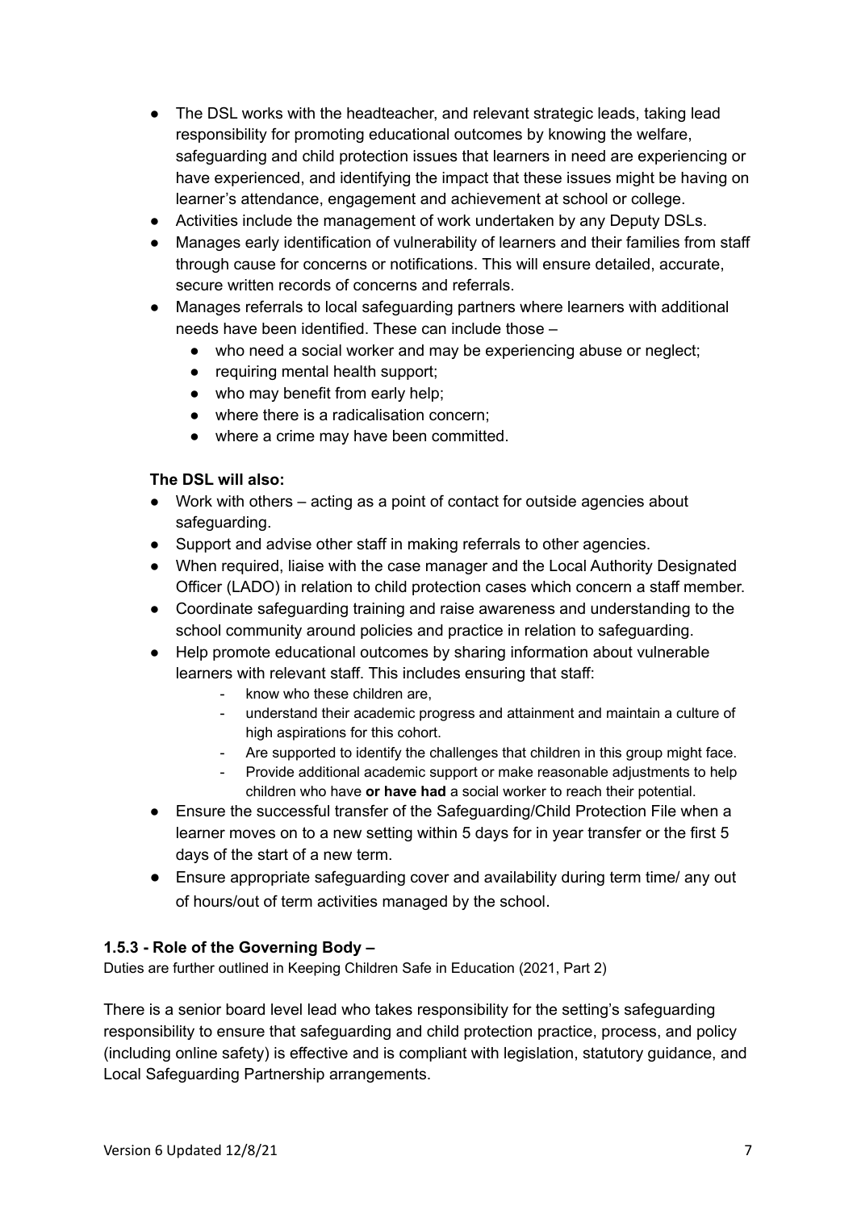- The DSL works with the headteacher, and relevant strategic leads, taking lead responsibility for promoting educational outcomes by knowing the welfare, safeguarding and child protection issues that learners in need are experiencing or have experienced, and identifying the impact that these issues might be having on learner's attendance, engagement and achievement at school or college.
- Activities include the management of work undertaken by any Deputy DSLs.
- Manages early identification of vulnerability of learners and their families from staff through cause for concerns or notifications. This will ensure detailed, accurate, secure written records of concerns and referrals.
- Manages referrals to local safeguarding partners where learners with additional needs have been identified. These can include those –
  - who need a social worker and may be experiencing abuse or neglect;
  - requiring mental health support;
  - who may benefit from early help;
  - where there is a radicalisation concern;
  - where a crime may have been committed.

**The DSL will also:**

- Work with others – acting as a point of contact for outside agencies about safeguarding.
- Support and advise other staff in making referrals to other agencies.
- When required, liaise with the case manager and the Local Authority Designated Officer (LADO) in relation to child protection cases which concern a staff member.
- Coordinate safeguarding training and raise awareness and understanding to the school community around policies and practice in relation to safeguarding.
- Help promote educational outcomes by sharing information about vulnerable learners with relevant staff. This includes ensuring that staff:
  - know who these children are,
  - understand their academic progress and attainment and maintain a culture of high aspirations for this cohort.
  - Are supported to identify the challenges that children in this group might face.
  - Provide additional academic support or make reasonable adjustments to help children who have **or have had** a social worker to reach their potential.
- Ensure the successful transfer of the Safeguarding/Child Protection File when a learner moves on to a new setting within 5 days for in year transfer or the first 5 days of the start of a new term.
- Ensure appropriate safeguarding cover and availability during term time/ any out of hours/out of term activities managed by the school.

### 1.5.3 - Role of the Governing Body –

Duties are further outlined in Keeping Children Safe in Education (2021, Part 2)

There is a senior board level lead who takes responsibility for the setting's safeguarding responsibility to ensure that safeguarding and child protection practice, process, and policy (including online safety) is effective and is compliant with legislation, statutory guidance, and Local Safeguarding Partnership arrangements.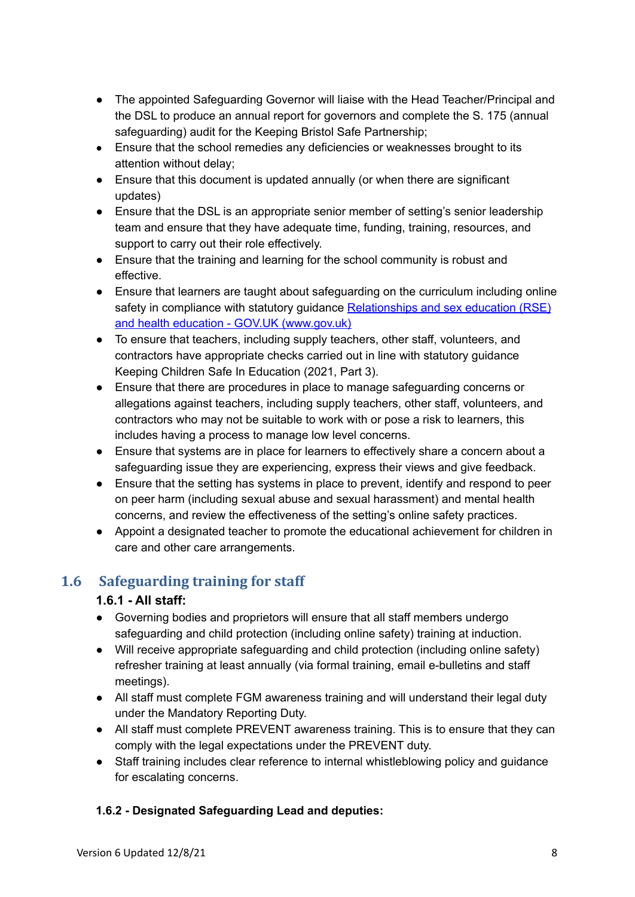- The appointed Safeguarding Governor will liaise with the Head Teacher/Principal and the DSL to produce an annual report for governors and complete the S. 175 (annual safeguarding) audit for the Keeping Bristol Safe Partnership;
- Ensure that the school remedies any deficiencies or weaknesses brought to its attention without delay;
- Ensure that this document is updated annually (or when there are significant updates)
- Ensure that the DSL is an appropriate senior member of setting's senior leadership team and ensure that they have adequate time, funding, training, resources, and support to carry out their role effectively.
- Ensure that the training and learning for the school community is robust and effective.
- Ensure that learners are taught about safeguarding on the curriculum including online safety in compliance with statutory guidance [Relationships and sex education (RSE) and health education - GOV.UK (www.gov.uk)]()
- To ensure that teachers, including supply teachers, other staff, volunteers, and contractors have appropriate checks carried out in line with statutory guidance Keeping Children Safe In Education (2021, Part 3).
- Ensure that there are procedures in place to manage safeguarding concerns or allegations against teachers, including supply teachers, other staff, volunteers, and contractors who may not be suitable to work with or pose a risk to learners, this includes having a process to manage low level concerns.
- Ensure that systems are in place for learners to effectively share a concern about a safeguarding issue they are experiencing, express their views and give feedback.
- Ensure that the setting has systems in place to prevent, identify and respond to peer on peer harm (including sexual abuse and sexual harassment) and mental health concerns, and review the effectiveness of the setting's online safety practices.
- Appoint a designated teacher to promote the educational achievement for children in care and other care arrangements.

## 1.6 Safeguarding training for staff

### 1.6.1 - All staff:

- Governing bodies and proprietors will ensure that all staff members undergo safeguarding and child protection (including online safety) training at induction.
- Will receive appropriate safeguarding and child protection (including online safety) refresher training at least annually (via formal training, email e-bulletins and staff meetings).
- All staff must complete FGM awareness training and will understand their legal duty under the Mandatory Reporting Duty.
- All staff must complete PREVENT awareness training. This is to ensure that they can comply with the legal expectations under the PREVENT duty.
- Staff training includes clear reference to internal whistleblowing policy and guidance for escalating concerns.

**1.6.2 - Designated Safeguarding Lead and deputies:**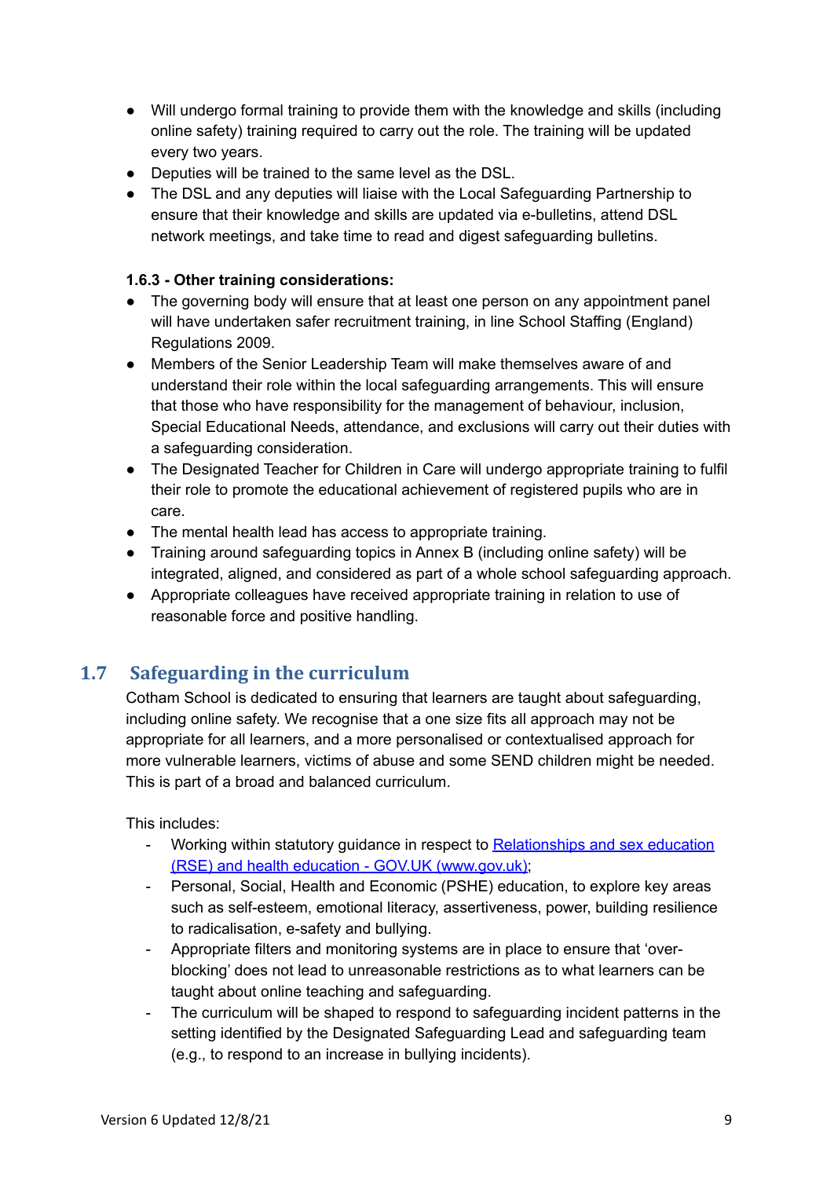- Will undergo formal training to provide them with the knowledge and skills (including online safety) training required to carry out the role. The training will be updated every two years.
- Deputies will be trained to the same level as the DSL.
- The DSL and any deputies will liaise with the Local Safeguarding Partnership to ensure that their knowledge and skills are updated via e-bulletins, attend DSL network meetings, and take time to read and digest safeguarding bulletins.

**1.6.3 - Other training considerations:**

- The governing body will ensure that at least one person on any appointment panel will have undertaken safer recruitment training, in line School Staffing (England) Regulations 2009.
- Members of the Senior Leadership Team will make themselves aware of and understand their role within the local safeguarding arrangements. This will ensure that those who have responsibility for the management of behaviour, inclusion, Special Educational Needs, attendance, and exclusions will carry out their duties with a safeguarding consideration.
- The Designated Teacher for Children in Care will undergo appropriate training to fulfil their role to promote the educational achievement of registered pupils who are in care.
- The mental health lead has access to appropriate training.
- Training around safeguarding topics in Annex B (including online safety) will be integrated, aligned, and considered as part of a whole school safeguarding approach.
- Appropriate colleagues have received appropriate training in relation to use of reasonable force and positive handling.

## 1.7 Safeguarding in the curriculum

Cotham School is dedicated to ensuring that learners are taught about safeguarding, including online safety. We recognise that a one size fits all approach may not be appropriate for all learners, and a more personalised or contextualised approach for more vulnerable learners, victims of abuse and some SEND children might be needed. This is part of a broad and balanced curriculum.

This includes:

- Working within statutory guidance in respect to [Relationships and sex education (RSE) and health education - GOV.UK (www.gov.uk)](https://www.gov.uk);
- Personal, Social, Health and Economic (PSHE) education, to explore key areas such as self-esteem, emotional literacy, assertiveness, power, building resilience to radicalisation, e-safety and bullying.
- Appropriate filters and monitoring systems are in place to ensure that 'over-blocking' does not lead to unreasonable restrictions as to what learners can be taught about online teaching and safeguarding.
- The curriculum will be shaped to respond to safeguarding incident patterns in the setting identified by the Designated Safeguarding Lead and safeguarding team (e.g., to respond to an increase in bullying incidents).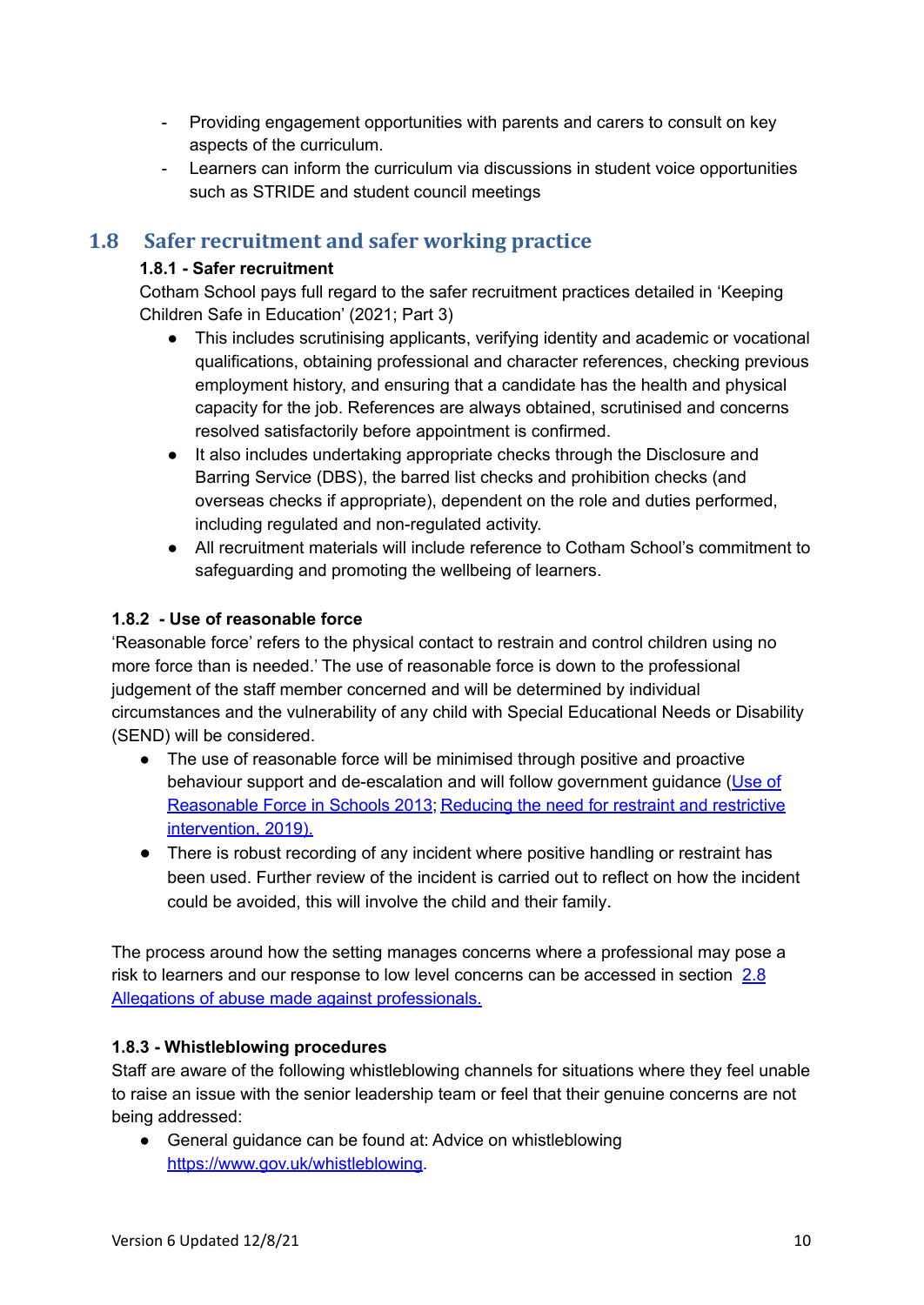- Providing engagement opportunities with parents and carers to consult on key aspects of the curriculum.
- Learners can inform the curriculum via discussions in student voice opportunities such as STRIDE and student council meetings

## 1.8 Safer recruitment and safer working practice

### 1.8.1 - Safer recruitment

Cotham School pays full regard to the safer recruitment practices detailed in 'Keeping Children Safe in Education' (2021; Part 3)

- This includes scrutinising applicants, verifying identity and academic or vocational qualifications, obtaining professional and character references, checking previous employment history, and ensuring that a candidate has the health and physical capacity for the job. References are always obtained, scrutinised and concerns resolved satisfactorily before appointment is confirmed.
- It also includes undertaking appropriate checks through the Disclosure and Barring Service (DBS), the barred list checks and prohibition checks (and overseas checks if appropriate), dependent on the role and duties performed, including regulated and non-regulated activity.
- All recruitment materials will include reference to Cotham School's commitment to safeguarding and promoting the wellbeing of learners.

### 1.8.2 - Use of reasonable force

'Reasonable force' refers to the physical contact to restrain and control children using no more force than is needed.' The use of reasonable force is down to the professional judgement of the staff member concerned and will be determined by individual circumstances and the vulnerability of any child with Special Educational Needs or Disability (SEND) will be considered.

- The use of reasonable force will be minimised through positive and proactive behaviour support and de-escalation and will follow government guidance (Use of Reasonable Force in Schools 2013; Reducing the need for restraint and restrictive intervention, 2019).
- There is robust recording of any incident where positive handling or restraint has been used. Further review of the incident is carried out to reflect on how the incident could be avoided, this will involve the child and their family.

The process around how the setting manages concerns where a professional may pose a risk to learners and our response to low level concerns can be accessed in section 2.8 Allegations of abuse made against professionals.

### 1.8.3 - Whistleblowing procedures

Staff are aware of the following whistleblowing channels for situations where they feel unable to raise an issue with the senior leadership team or feel that their genuine concerns are not being addressed:

- General guidance can be found at: Advice on whistleblowing https://www.gov.uk/whistleblowing.

Version 6 Updated 12/8/21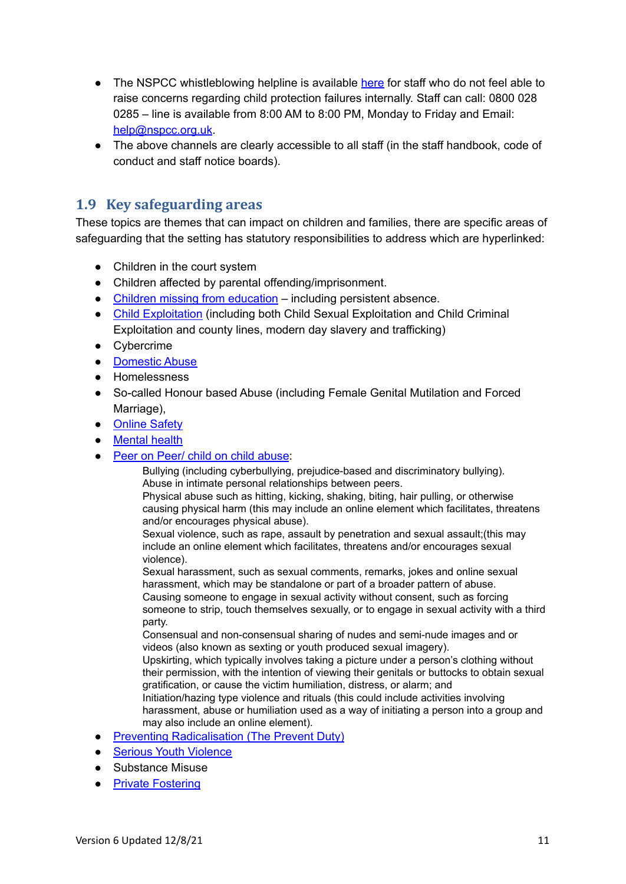- The NSPCC whistleblowing helpline is available here for staff who do not feel able to raise concerns regarding child protection failures internally. Staff can call: 0800 028 0285 – line is available from 8:00 AM to 8:00 PM, Monday to Friday and Email: help@nspcc.org.uk.
- The above channels are clearly accessible to all staff (in the staff handbook, code of conduct and staff notice boards).

## 1.9 Key safeguarding areas

These topics are themes that can impact on children and families, there are specific areas of safeguarding that the setting has statutory responsibilities to address which are hyperlinked:

- Children in the court system
- Children affected by parental offending/imprisonment.
- Children missing from education – including persistent absence.
- Child Exploitation (including both Child Sexual Exploitation and Child Criminal Exploitation and county lines, modern day slavery and trafficking)
- Cybercrime
- Domestic Abuse
- Homelessness
- So-called Honour based Abuse (including Female Genital Mutilation and Forced Marriage),
- Online Safety
- Mental health
- Peer on Peer/ child on child abuse:

  Bullying (including cyberbullying, prejudice-based and discriminatory bullying).
  Abuse in intimate personal relationships between peers.
  Physical abuse such as hitting, kicking, shaking, biting, hair pulling, or otherwise causing physical harm (this may include an online element which facilitates, threatens and/or encourages physical abuse).
  Sexual violence, such as rape, assault by penetration and sexual assault;(this may include an online element which facilitates, threatens and/or encourages sexual violence).
  Sexual harassment, such as sexual comments, remarks, jokes and online sexual harassment, which may be standalone or part of a broader pattern of abuse.
  Causing someone to engage in sexual activity without consent, such as forcing someone to strip, touch themselves sexually, or to engage in sexual activity with a third party.
  Consensual and non-consensual sharing of nudes and semi-nude images and or videos (also known as sexting or youth produced sexual imagery).
  Upskirting, which typically involves taking a picture under a person's clothing without their permission, with the intention of viewing their genitals or buttocks to obtain sexual gratification, or cause the victim humiliation, distress, or alarm; and
  Initiation/hazing type violence and rituals (this could include activities involving harassment, abuse or humiliation used as a way of initiating a person into a group and may also include an online element).

- Preventing Radicalisation (The Prevent Duty)
- Serious Youth Violence
- Substance Misuse
- Private Fostering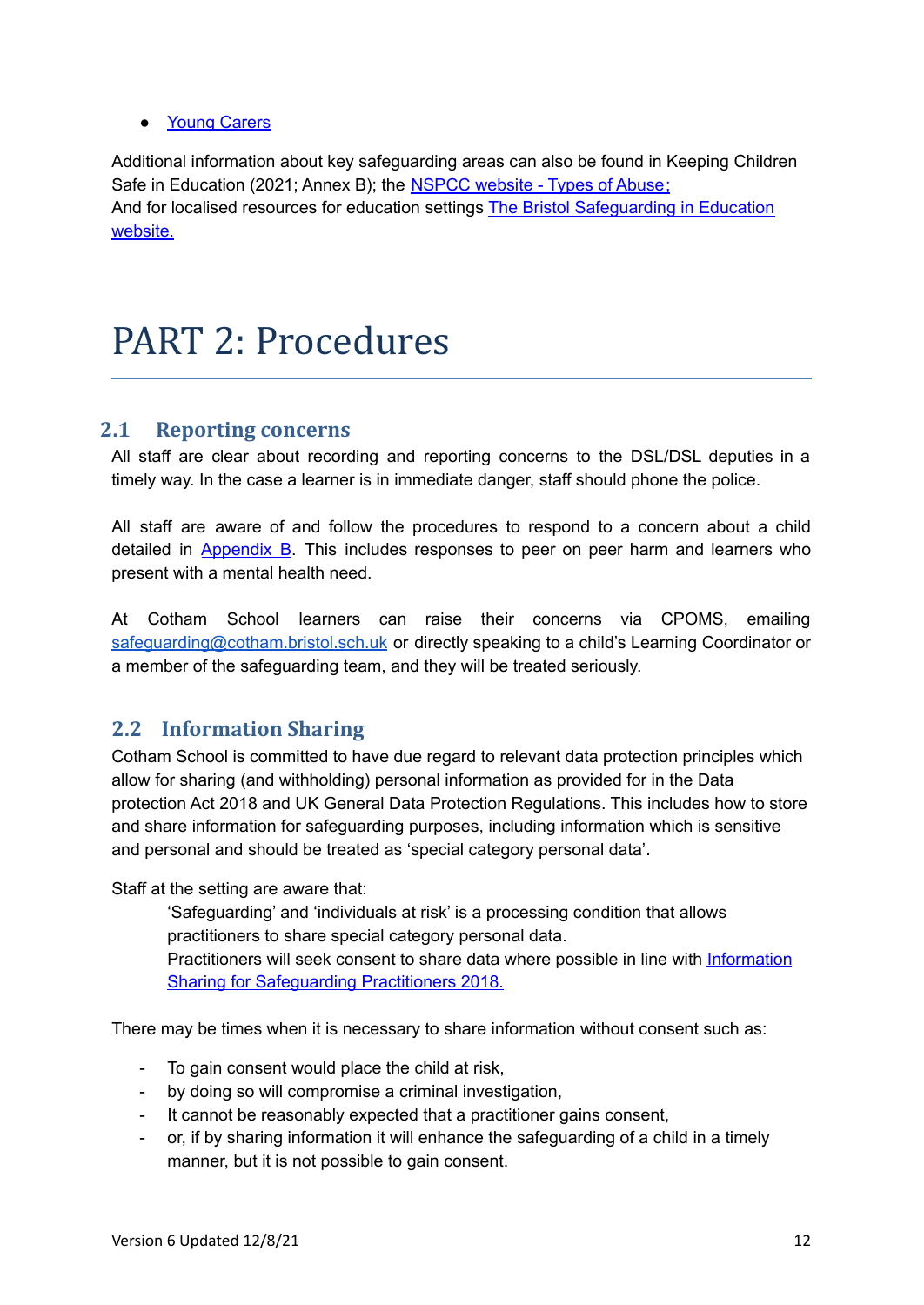- [Young Carers]()

Additional information about key safeguarding areas can also be found in Keeping Children Safe in Education (2021; Annex B); the [NSPCC website - Types of Abuse;]()
And for localised resources for education settings [The Bristol Safeguarding in Education website.]()

# PART 2: Procedures

## 2.1 Reporting concerns

All staff are clear about recording and reporting concerns to the DSL/DSL deputies in a timely way. In the case a learner is in immediate danger, staff should phone the police.

All staff are aware of and follow the procedures to respond to a concern about a child detailed in [Appendix B](). This includes responses to peer on peer harm and learners who present with a mental health need.

At Cotham School learners can raise their concerns via CPOMS, emailing [safeguarding@cotham.bristol.sch.uk]() or directly speaking to a child's Learning Coordinator or a member of the safeguarding team, and they will be treated seriously.

## 2.2 Information Sharing

Cotham School is committed to have due regard to relevant data protection principles which allow for sharing (and withholding) personal information as provided for in the Data protection Act 2018 and UK General Data Protection Regulations. This includes how to store and share information for safeguarding purposes, including information which is sensitive and personal and should be treated as 'special category personal data'.

Staff at the setting are aware that:

> 'Safeguarding' and 'individuals at risk' is a processing condition that allows practitioners to share special category personal data.
> Practitioners will seek consent to share data where possible in line with [Information Sharing for Safeguarding Practitioners 2018.]()

There may be times when it is necessary to share information without consent such as:

- To gain consent would place the child at risk,
- by doing so will compromise a criminal investigation,
- It cannot be reasonably expected that a practitioner gains consent,
- or, if by sharing information it will enhance the safeguarding of a child in a timely manner, but it is not possible to gain consent.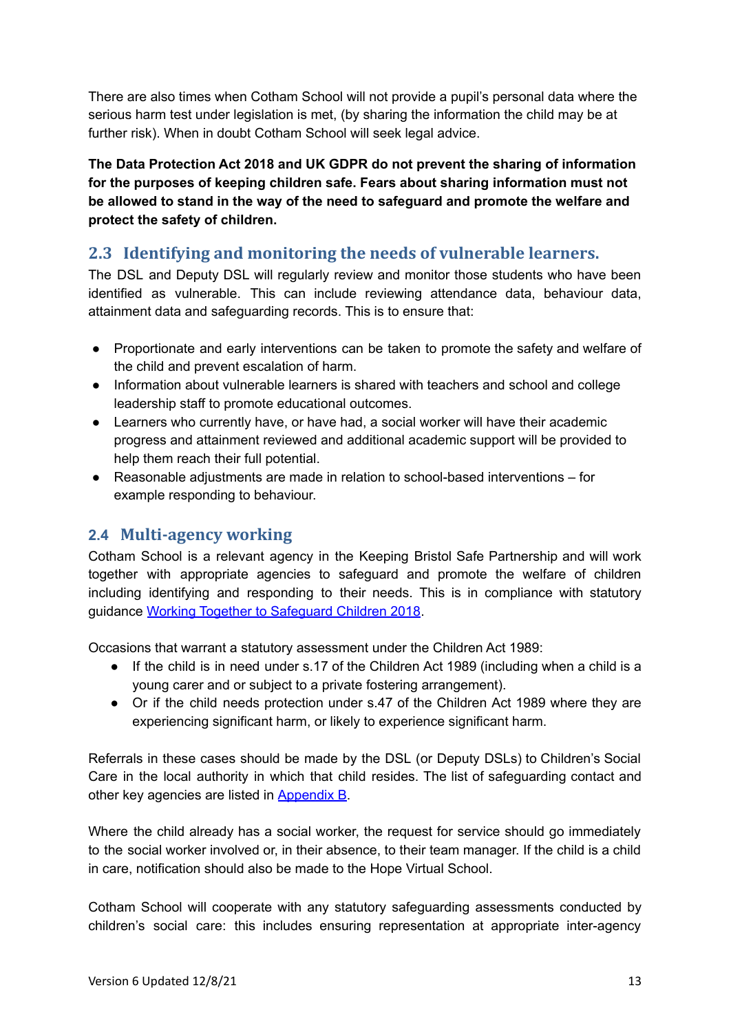There are also times when Cotham School will not provide a pupil's personal data where the serious harm test under legislation is met, (by sharing the information the child may be at further risk). When in doubt Cotham School will seek legal advice.

**The Data Protection Act 2018 and UK GDPR do not prevent the sharing of information for the purposes of keeping children safe. Fears about sharing information must not be allowed to stand in the way of the need to safeguard and promote the welfare and protect the safety of children.**

## 2.3 Identifying and monitoring the needs of vulnerable learners.

The DSL and Deputy DSL will regularly review and monitor those students who have been identified as vulnerable. This can include reviewing attendance data, behaviour data, attainment data and safeguarding records. This is to ensure that:

- Proportionate and early interventions can be taken to promote the safety and welfare of the child and prevent escalation of harm.
- Information about vulnerable learners is shared with teachers and school and college leadership staff to promote educational outcomes.
- Learners who currently have, or have had, a social worker will have their academic progress and attainment reviewed and additional academic support will be provided to help them reach their full potential.
- Reasonable adjustments are made in relation to school-based interventions – for example responding to behaviour.

## 2.4 Multi-agency working

Cotham School is a relevant agency in the Keeping Bristol Safe Partnership and will work together with appropriate agencies to safeguard and promote the welfare of children including identifying and responding to their needs. This is in compliance with statutory guidance [Working Together to Safeguard Children 2018](#).

Occasions that warrant a statutory assessment under the Children Act 1989:

- If the child is in need under s.17 of the Children Act 1989 (including when a child is a young carer and or subject to a private fostering arrangement).
- Or if the child needs protection under s.47 of the Children Act 1989 where they are experiencing significant harm, or likely to experience significant harm.

Referrals in these cases should be made by the DSL (or Deputy DSLs) to Children's Social Care in the local authority in which that child resides. The list of safeguarding contact and other key agencies are listed in [Appendix B](#).

Where the child already has a social worker, the request for service should go immediately to the social worker involved or, in their absence, to their team manager. If the child is a child in care, notification should also be made to the Hope Virtual School.

Cotham School will cooperate with any statutory safeguarding assessments conducted by children's social care: this includes ensuring representation at appropriate inter-agency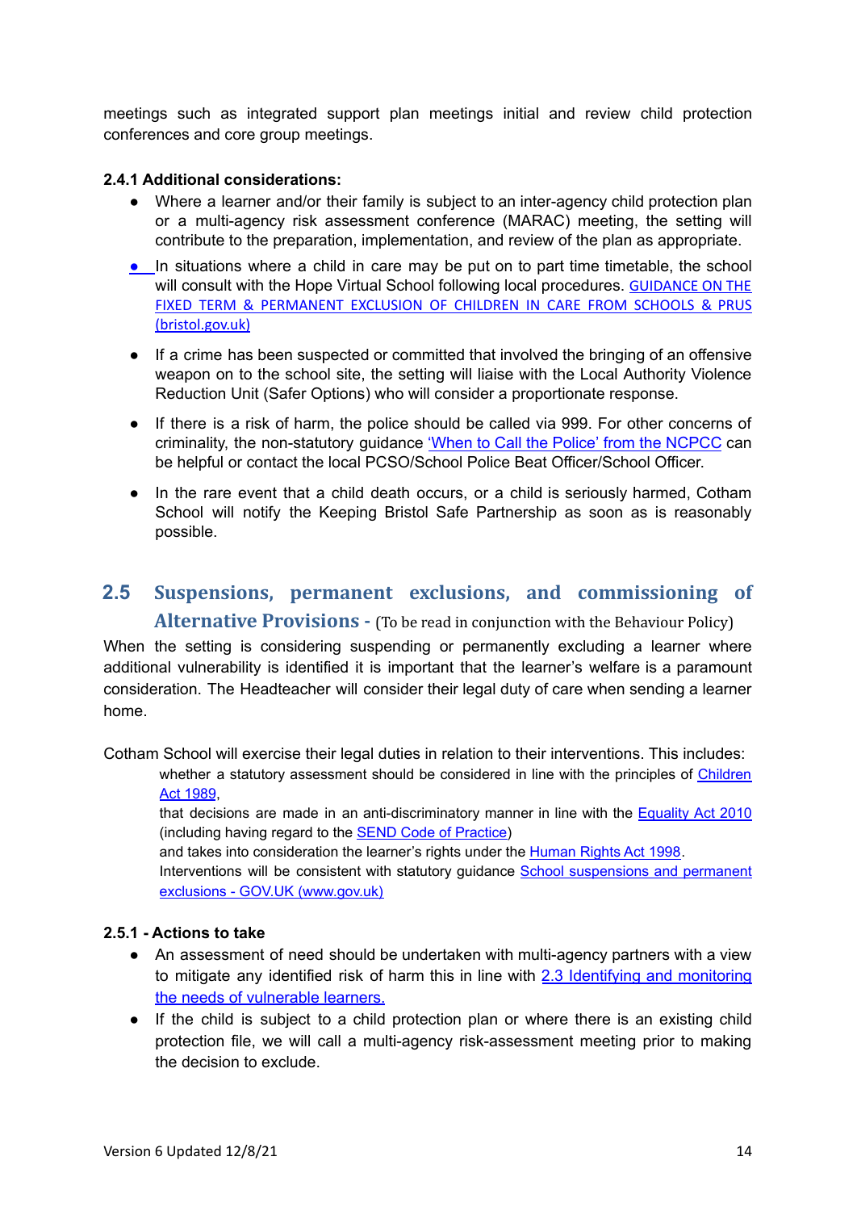meetings such as integrated support plan meetings initial and review child protection conferences and core group meetings.

**2.4.1 Additional considerations:**

- Where a learner and/or their family is subject to an inter-agency child protection plan or a multi-agency risk assessment conference (MARAC) meeting, the setting will contribute to the preparation, implementation, and review of the plan as appropriate.
- In situations where a child in care may be put on to part time timetable, the school will consult with the Hope Virtual School following local procedures. GUIDANCE ON THE FIXED TERM & PERMANENT EXCLUSION OF CHILDREN IN CARE FROM SCHOOLS & PRUS (bristol.gov.uk)
- If a crime has been suspected or committed that involved the bringing of an offensive weapon on to the school site, the setting will liaise with the Local Authority Violence Reduction Unit (Safer Options) who will consider a proportionate response.
- If there is a risk of harm, the police should be called via 999. For other concerns of criminality, the non-statutory guidance 'When to Call the Police' from the NCPCC can be helpful or contact the local PCSO/School Police Beat Officer/School Officer.
- In the rare event that a child death occurs, or a child is seriously harmed, Cotham School will notify the Keeping Bristol Safe Partnership as soon as is reasonably possible.

## 2.5 Suspensions, permanent exclusions, and commissioning of Alternative Provisions - (To be read in conjunction with the Behaviour Policy)

When the setting is considering suspending or permanently excluding a learner where additional vulnerability is identified it is important that the learner's welfare is a paramount consideration. The Headteacher will consider their legal duty of care when sending a learner home.

Cotham School will exercise their legal duties in relation to their interventions. This includes:

whether a statutory assessment should be considered in line with the principles of Children Act 1989,
that decisions are made in an anti-discriminatory manner in line with the Equality Act 2010 (including having regard to the SEND Code of Practice)
and takes into consideration the learner's rights under the Human Rights Act 1998.
Interventions will be consistent with statutory guidance School suspensions and permanent exclusions - GOV.UK (www.gov.uk)

**2.5.1 - Actions to take**

- An assessment of need should be undertaken with multi-agency partners with a view to mitigate any identified risk of harm this in line with 2.3 Identifying and monitoring the needs of vulnerable learners.
- If the child is subject to a child protection plan or where there is an existing child protection file, we will call a multi-agency risk-assessment meeting prior to making the decision to exclude.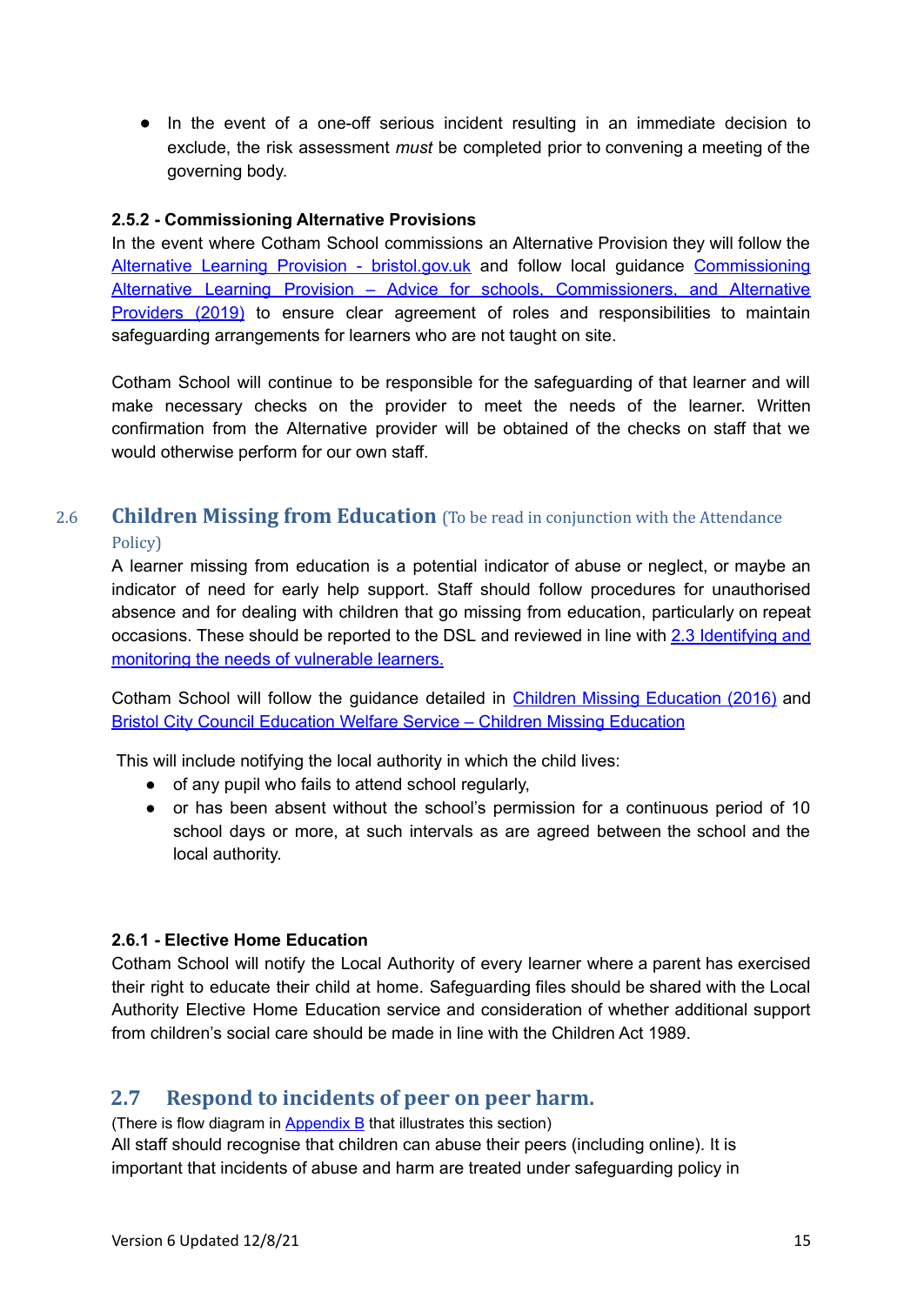- In the event of a one-off serious incident resulting in an immediate decision to exclude, the risk assessment *must* be completed prior to convening a meeting of the governing body.

#### 2.5.2 - Commissioning Alternative Provisions

In the event where Cotham School commissions an Alternative Provision they will follow the [Alternative Learning Provision - bristol.gov.uk]() and follow local guidance [Commissioning Alternative Learning Provision – Advice for schools, Commissioners, and Alternative Providers (2019)]() to ensure clear agreement of roles and responsibilities to maintain safeguarding arrangements for learners who are not taught on site.

Cotham School will continue to be responsible for the safeguarding of that learner and will make necessary checks on the provider to meet the needs of the learner. Written confirmation from the Alternative provider will be obtained of the checks on staff that we would otherwise perform for our own staff.

## 2.6 Children Missing from Education (To be read in conjunction with the Attendance Policy)

A learner missing from education is a potential indicator of abuse or neglect, or maybe an indicator of need for early help support. Staff should follow procedures for unauthorised absence and for dealing with children that go missing from education, particularly on repeat occasions. These should be reported to the DSL and reviewed in line with [2.3 Identifying and monitoring the needs of vulnerable learners.]()

Cotham School will follow the guidance detailed in [Children Missing Education (2016)]() and [Bristol City Council Education Welfare Service – Children Missing Education]()

This will include notifying the local authority in which the child lives:

- of any pupil who fails to attend school regularly,
- or has been absent without the school's permission for a continuous period of 10 school days or more, at such intervals as are agreed between the school and the local authority.

#### 2.6.1 - Elective Home Education

Cotham School will notify the Local Authority of every learner where a parent has exercised their right to educate their child at home. Safeguarding files should be shared with the Local Authority Elective Home Education service and consideration of whether additional support from children's social care should be made in line with the Children Act 1989.

## 2.7 Respond to incidents of peer on peer harm.

(There is flow diagram in [Appendix B]() that illustrates this section)

All staff should recognise that children can abuse their peers (including online). It is important that incidents of abuse and harm are treated under safeguarding policy in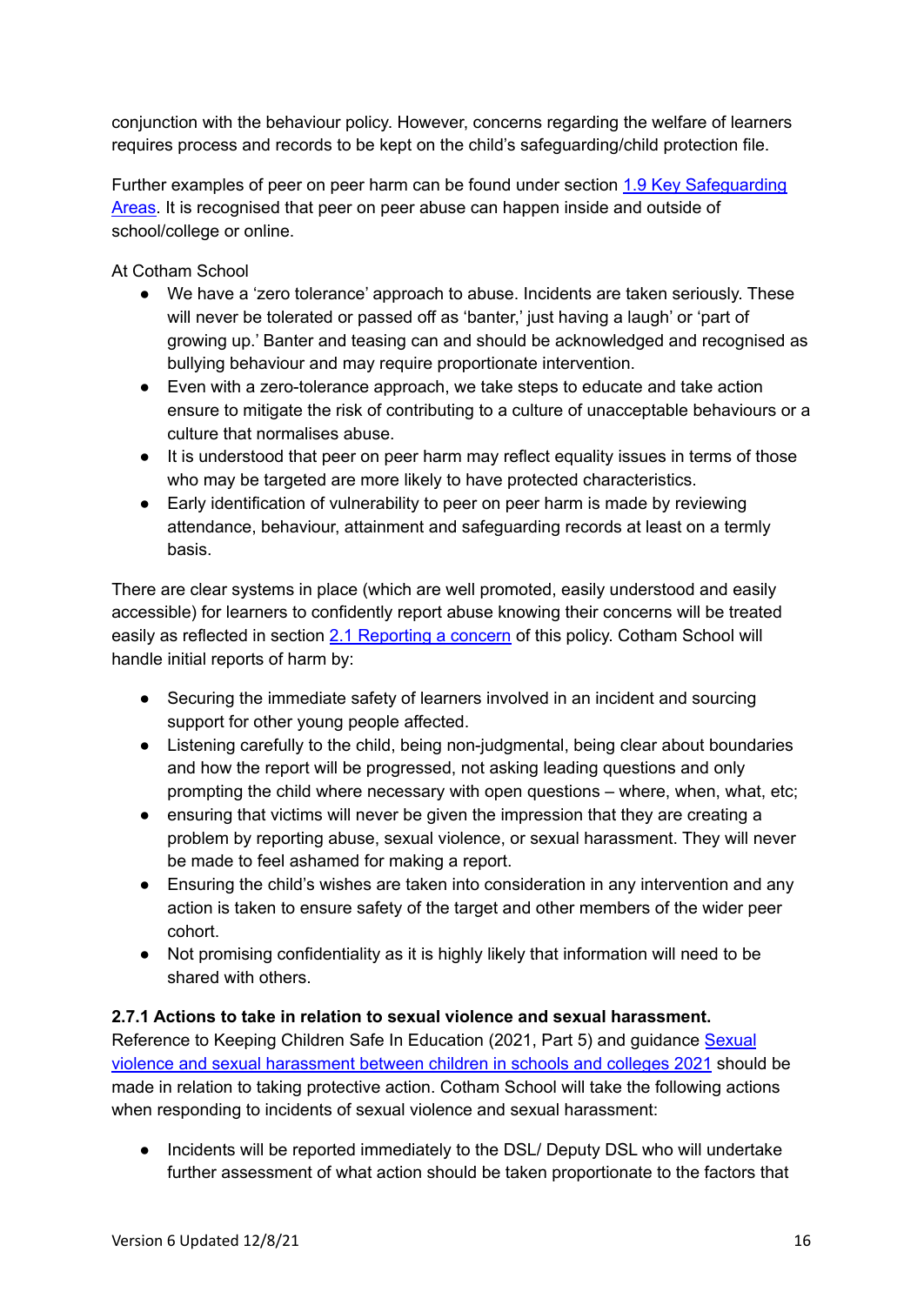conjunction with the behaviour policy. However, concerns regarding the welfare of learners requires process and records to be kept on the child's safeguarding/child protection file.

Further examples of peer on peer harm can be found under section [1.9 Key Safeguarding Areas](). It is recognised that peer on peer abuse can happen inside and outside of school/college or online.

At Cotham School

- We have a 'zero tolerance' approach to abuse. Incidents are taken seriously. These will never be tolerated or passed off as 'banter,' just having a laugh' or 'part of growing up.' Banter and teasing can and should be acknowledged and recognised as bullying behaviour and may require proportionate intervention.
- Even with a zero-tolerance approach, we take steps to educate and take action ensure to mitigate the risk of contributing to a culture of unacceptable behaviours or a culture that normalises abuse.
- It is understood that peer on peer harm may reflect equality issues in terms of those who may be targeted are more likely to have protected characteristics.
- Early identification of vulnerability to peer on peer harm is made by reviewing attendance, behaviour, attainment and safeguarding records at least on a termly basis.

There are clear systems in place (which are well promoted, easily understood and easily accessible) for learners to confidently report abuse knowing their concerns will be treated easily as reflected in section [2.1 Reporting a concern]() of this policy. Cotham School will handle initial reports of harm by:

- Securing the immediate safety of learners involved in an incident and sourcing support for other young people affected.
- Listening carefully to the child, being non-judgmental, being clear about boundaries and how the report will be progressed, not asking leading questions and only prompting the child where necessary with open questions – where, when, what, etc;
- ensuring that victims will never be given the impression that they are creating a problem by reporting abuse, sexual violence, or sexual harassment. They will never be made to feel ashamed for making a report.
- Ensuring the child's wishes are taken into consideration in any intervention and any action is taken to ensure safety of the target and other members of the wider peer cohort.
- Not promising confidentiality as it is highly likely that information will need to be shared with others.

**2.7.1 Actions to take in relation to sexual violence and sexual harassment.**

Reference to Keeping Children Safe In Education (2021, Part 5) and guidance [Sexual violence and sexual harassment between children in schools and colleges 2021]() should be made in relation to taking protective action. Cotham School will take the following actions when responding to incidents of sexual violence and sexual harassment:

- Incidents will be reported immediately to the DSL/ Deputy DSL who will undertake further assessment of what action should be taken proportionate to the factors that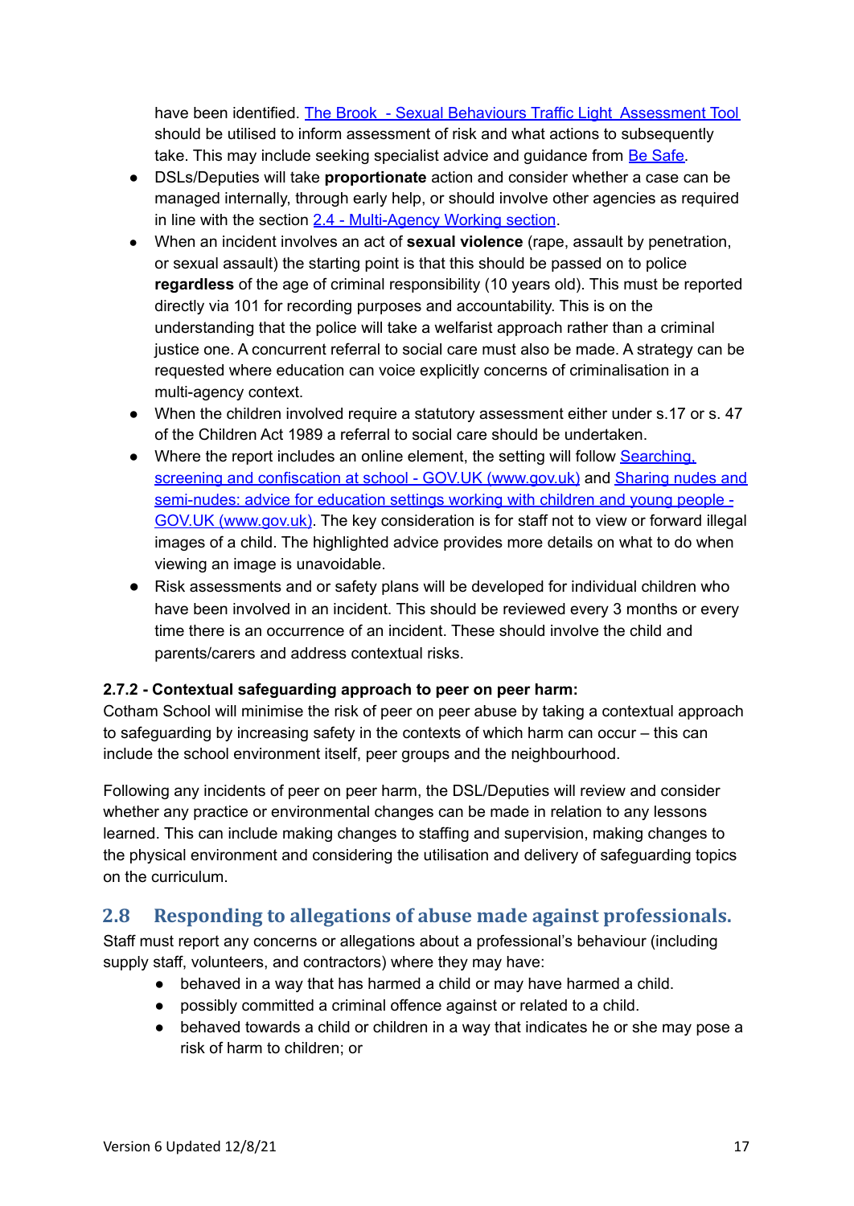have been identified. The Brook - Sexual Behaviours Traffic Light Assessment Tool should be utilised to inform assessment of risk and what actions to subsequently take. This may include seeking specialist advice and guidance from Be Safe.

- DSLs/Deputies will take **proportionate** action and consider whether a case can be managed internally, through early help, or should involve other agencies as required in line with the section 2.4 - Multi-Agency Working section.
- When an incident involves an act of **sexual violence** (rape, assault by penetration, or sexual assault) the starting point is that this should be passed on to police **regardless** of the age of criminal responsibility (10 years old). This must be reported directly via 101 for recording purposes and accountability. This is on the understanding that the police will take a welfarist approach rather than a criminal justice one. A concurrent referral to social care must also be made. A strategy can be requested where education can voice explicitly concerns of criminalisation in a multi-agency context.
- When the children involved require a statutory assessment either under s.17 or s. 47 of the Children Act 1989 a referral to social care should be undertaken.
- Where the report includes an online element, the setting will follow Searching, screening and confiscation at school - GOV.UK (www.gov.uk) and Sharing nudes and semi-nudes: advice for education settings working with children and young people - GOV.UK (www.gov.uk). The key consideration is for staff not to view or forward illegal images of a child. The highlighted advice provides more details on what to do when viewing an image is unavoidable.
- Risk assessments and or safety plans will be developed for individual children who have been involved in an incident. This should be reviewed every 3 months or every time there is an occurrence of an incident. These should involve the child and parents/carers and address contextual risks.

**2.7.2 - Contextual safeguarding approach to peer on peer harm:**

Cotham School will minimise the risk of peer on peer abuse by taking a contextual approach to safeguarding by increasing safety in the contexts of which harm can occur – this can include the school environment itself, peer groups and the neighbourhood.

Following any incidents of peer on peer harm, the DSL/Deputies will review and consider whether any practice or environmental changes can be made in relation to any lessons learned. This can include making changes to staffing and supervision, making changes to the physical environment and considering the utilisation and delivery of safeguarding topics on the curriculum.

## 2.8 Responding to allegations of abuse made against professionals.

Staff must report any concerns or allegations about a professional's behaviour (including supply staff, volunteers, and contractors) where they may have:

- behaved in a way that has harmed a child or may have harmed a child.
- possibly committed a criminal offence against or related to a child.
- behaved towards a child or children in a way that indicates he or she may pose a risk of harm to children; or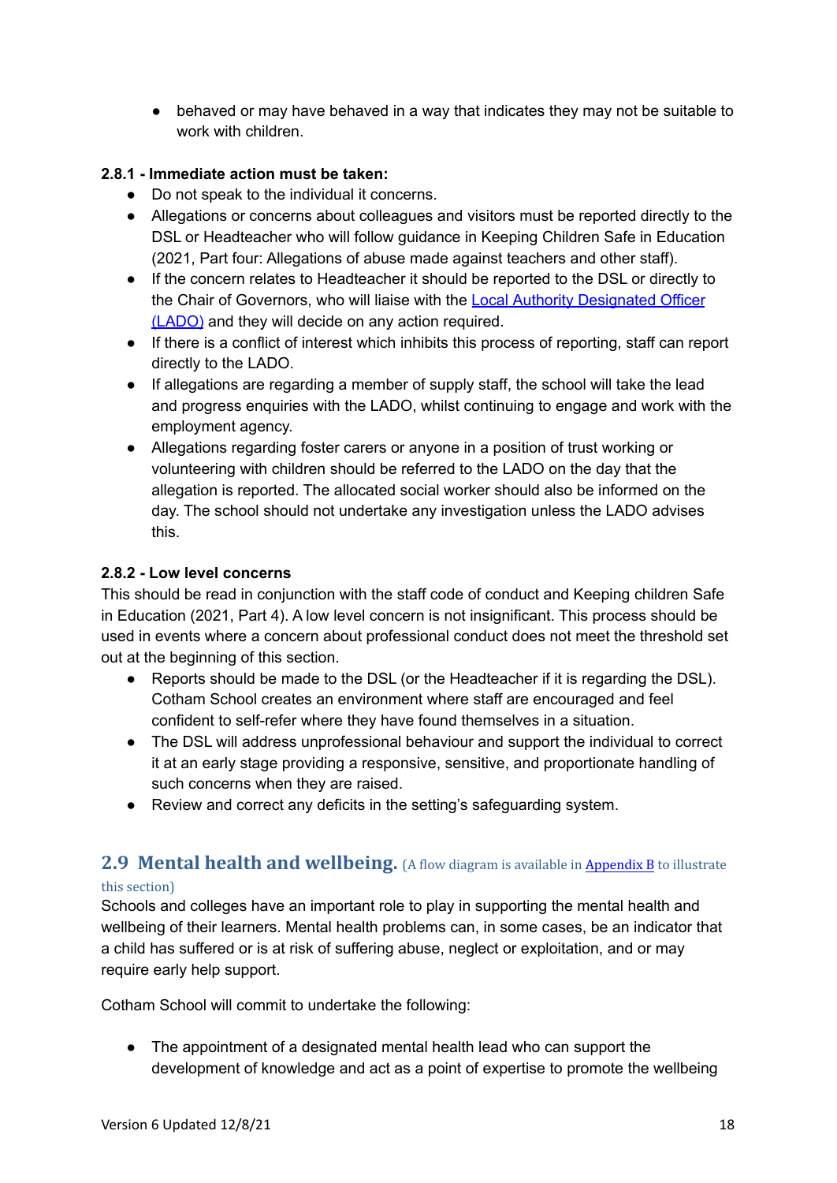- behaved or may have behaved in a way that indicates they may not be suitable to work with children.

**2.8.1 - Immediate action must be taken:**

- Do not speak to the individual it concerns.
- Allegations or concerns about colleagues and visitors must be reported directly to the DSL or Headteacher who will follow guidance in Keeping Children Safe in Education (2021, Part four: Allegations of abuse made against teachers and other staff).
- If the concern relates to Headteacher it should be reported to the DSL or directly to the Chair of Governors, who will liaise with the Local Authority Designated Officer (LADO) and they will decide on any action required.
- If there is a conflict of interest which inhibits this process of reporting, staff can report directly to the LADO.
- If allegations are regarding a member of supply staff, the school will take the lead and progress enquiries with the LADO, whilst continuing to engage and work with the employment agency.
- Allegations regarding foster carers or anyone in a position of trust working or volunteering with children should be referred to the LADO on the day that the allegation is reported. The allocated social worker should also be informed on the day. The school should not undertake any investigation unless the LADO advises this.

**2.8.2 - Low level concerns**

This should be read in conjunction with the staff code of conduct and Keeping children Safe in Education (2021, Part 4). A low level concern is not insignificant. This process should be used in events where a concern about professional conduct does not meet the threshold set out at the beginning of this section.

- Reports should be made to the DSL (or the Headteacher if it is regarding the DSL). Cotham School creates an environment where staff are encouraged and feel confident to self-refer where they have found themselves in a situation.
- The DSL will address unprofessional behaviour and support the individual to correct it at an early stage providing a responsive, sensitive, and proportionate handling of such concerns when they are raised.
- Review and correct any deficits in the setting's safeguarding system.

## 2.9 Mental health and wellbeing. (A flow diagram is available in Appendix B to illustrate this section)

Schools and colleges have an important role to play in supporting the mental health and wellbeing of their learners. Mental health problems can, in some cases, be an indicator that a child has suffered or is at risk of suffering abuse, neglect or exploitation, and or may require early help support.

Cotham School will commit to undertake the following:

- The appointment of a designated mental health lead who can support the development of knowledge and act as a point of expertise to promote the wellbeing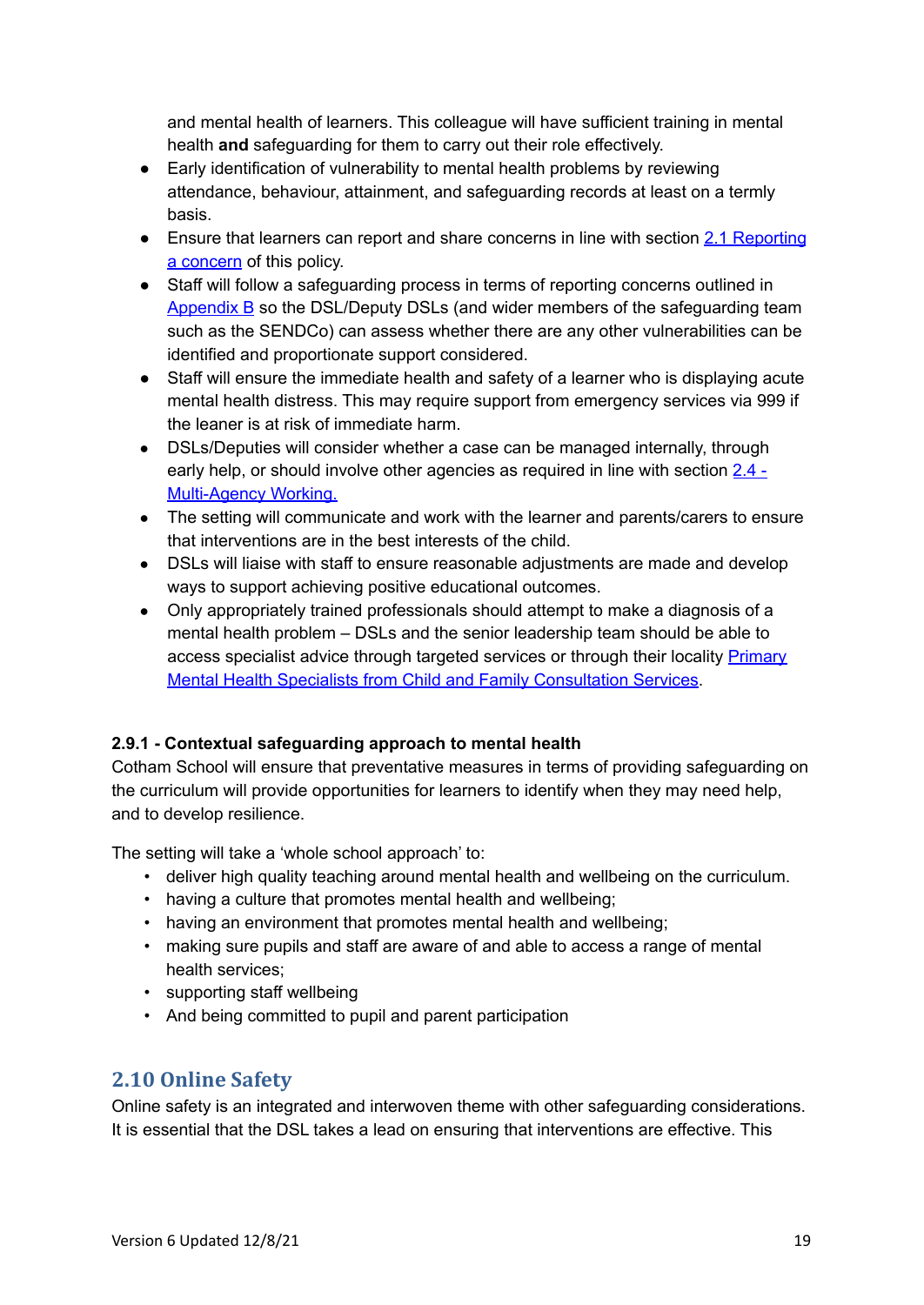and mental health of learners. This colleague will have sufficient training in mental health **and** safeguarding for them to carry out their role effectively.

- Early identification of vulnerability to mental health problems by reviewing attendance, behaviour, attainment, and safeguarding records at least on a termly basis.
- Ensure that learners can report and share concerns in line with section 2.1 Reporting a concern of this policy.
- Staff will follow a safeguarding process in terms of reporting concerns outlined in Appendix B so the DSL/Deputy DSLs (and wider members of the safeguarding team such as the SENDCo) can assess whether there are any other vulnerabilities can be identified and proportionate support considered.
- Staff will ensure the immediate health and safety of a learner who is displaying acute mental health distress. This may require support from emergency services via 999 if the leaner is at risk of immediate harm.
- DSLs/Deputies will consider whether a case can be managed internally, through early help, or should involve other agencies as required in line with section 2.4 - Multi-Agency Working.
- The setting will communicate and work with the learner and parents/carers to ensure that interventions are in the best interests of the child.
- DSLs will liaise with staff to ensure reasonable adjustments are made and develop ways to support achieving positive educational outcomes.
- Only appropriately trained professionals should attempt to make a diagnosis of a mental health problem – DSLs and the senior leadership team should be able to access specialist advice through targeted services or through their locality Primary Mental Health Specialists from Child and Family Consultation Services.

#### 2.9.1 - Contextual safeguarding approach to mental health

Cotham School will ensure that preventative measures in terms of providing safeguarding on the curriculum will provide opportunities for learners to identify when they may need help, and to develop resilience.

The setting will take a 'whole school approach' to:

- deliver high quality teaching around mental health and wellbeing on the curriculum.
- having a culture that promotes mental health and wellbeing;
- having an environment that promotes mental health and wellbeing;
- making sure pupils and staff are aware of and able to access a range of mental health services;
- supporting staff wellbeing
- And being committed to pupil and parent participation

## 2.10 Online Safety

Online safety is an integrated and interwoven theme with other safeguarding considerations. It is essential that the DSL takes a lead on ensuring that interventions are effective. This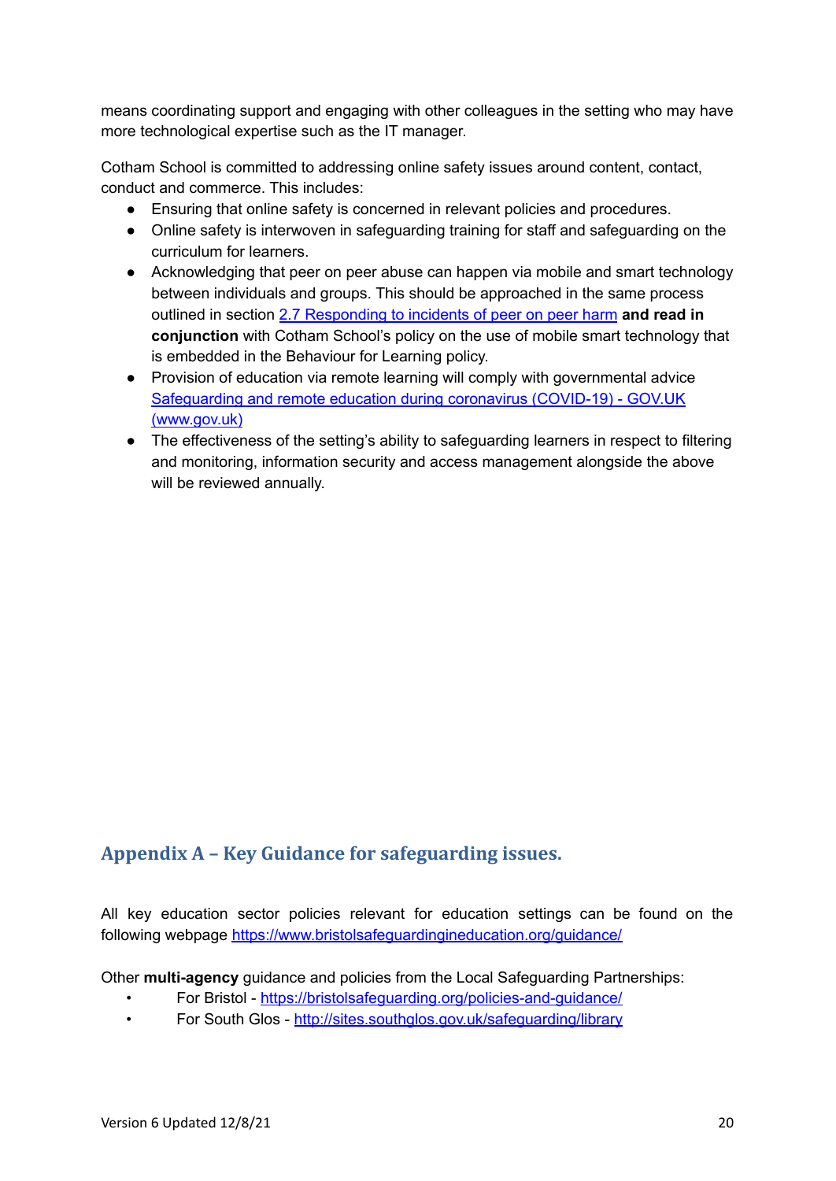means coordinating support and engaging with other colleagues in the setting who may have more technological expertise such as the IT manager.

Cotham School is committed to addressing online safety issues around content, contact, conduct and commerce. This includes:

- Ensuring that online safety is concerned in relevant policies and procedures.
- Online safety is interwoven in safeguarding training for staff and safeguarding on the curriculum for learners.
- Acknowledging that peer on peer abuse can happen via mobile and smart technology between individuals and groups. This should be approached in the same process outlined in section [2.7 Responding to incidents of peer on peer harm]() **and read in conjunction** with Cotham School's policy on the use of mobile smart technology that is embedded in the Behaviour for Learning policy.
- Provision of education via remote learning will comply with governmental advice [Safeguarding and remote education during coronavirus (COVID-19) - GOV.UK (www.gov.uk)]()
- The effectiveness of the setting's ability to safeguarding learners in respect to filtering and monitoring, information security and access management alongside the above will be reviewed annually.

## Appendix A – Key Guidance for safeguarding issues.

All key education sector policies relevant for education settings can be found on the following webpage https://www.bristolsafeguardingineducation.org/guidance/

Other **multi-agency** guidance and policies from the Local Safeguarding Partnerships:

- For Bristol - https://bristolsafeguarding.org/policies-and-guidance/
- For South Glos - http://sites.southglos.gov.uk/safeguarding/library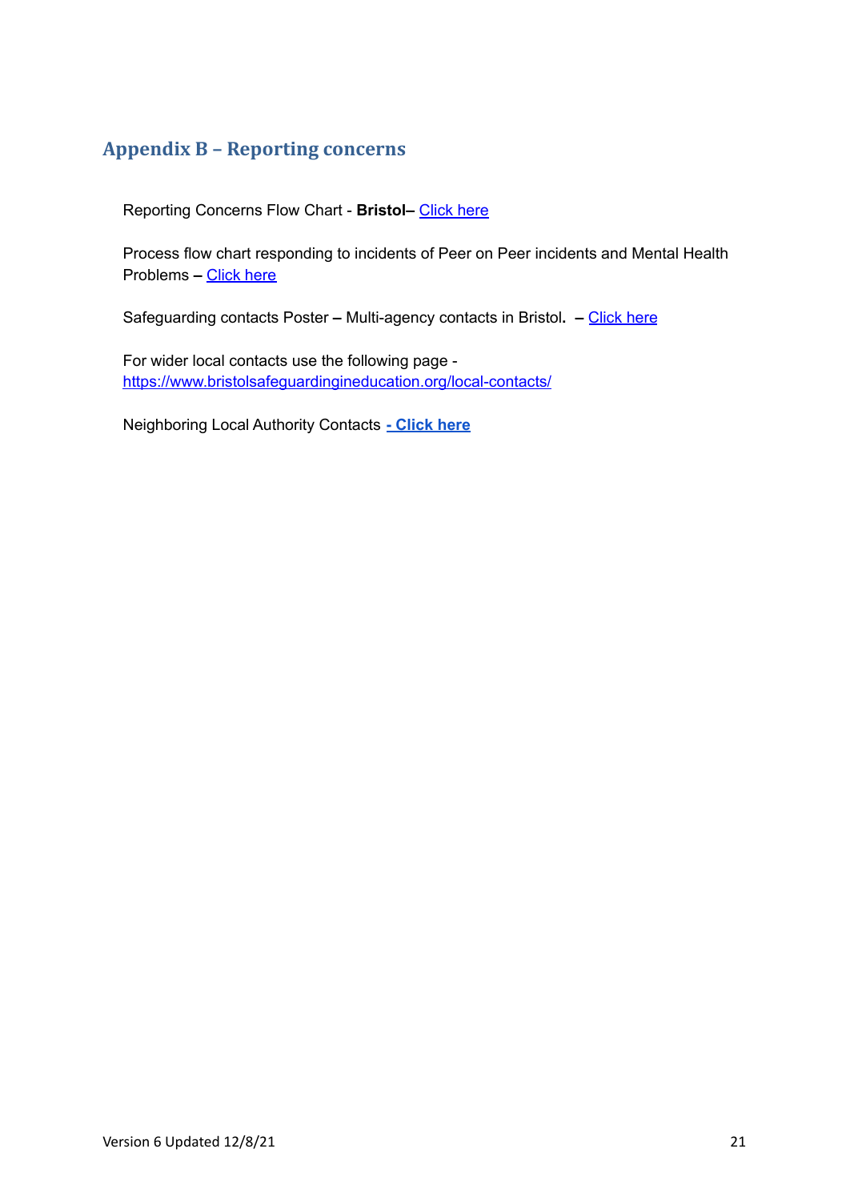## Appendix B – Reporting concerns

Reporting Concerns Flow Chart - **Bristol**– Click here

Process flow chart responding to incidents of Peer on Peer incidents and Mental Health Problems **–** Click here

Safeguarding contacts Poster **–** Multi-agency contacts in Bristol**.** **–** Click here

For wider local contacts use the following page - https://www.bristolsafeguardingineducation.org/local-contacts/

Neighboring Local Authority Contacts **- Click here**

Version 6 Updated 12/8/21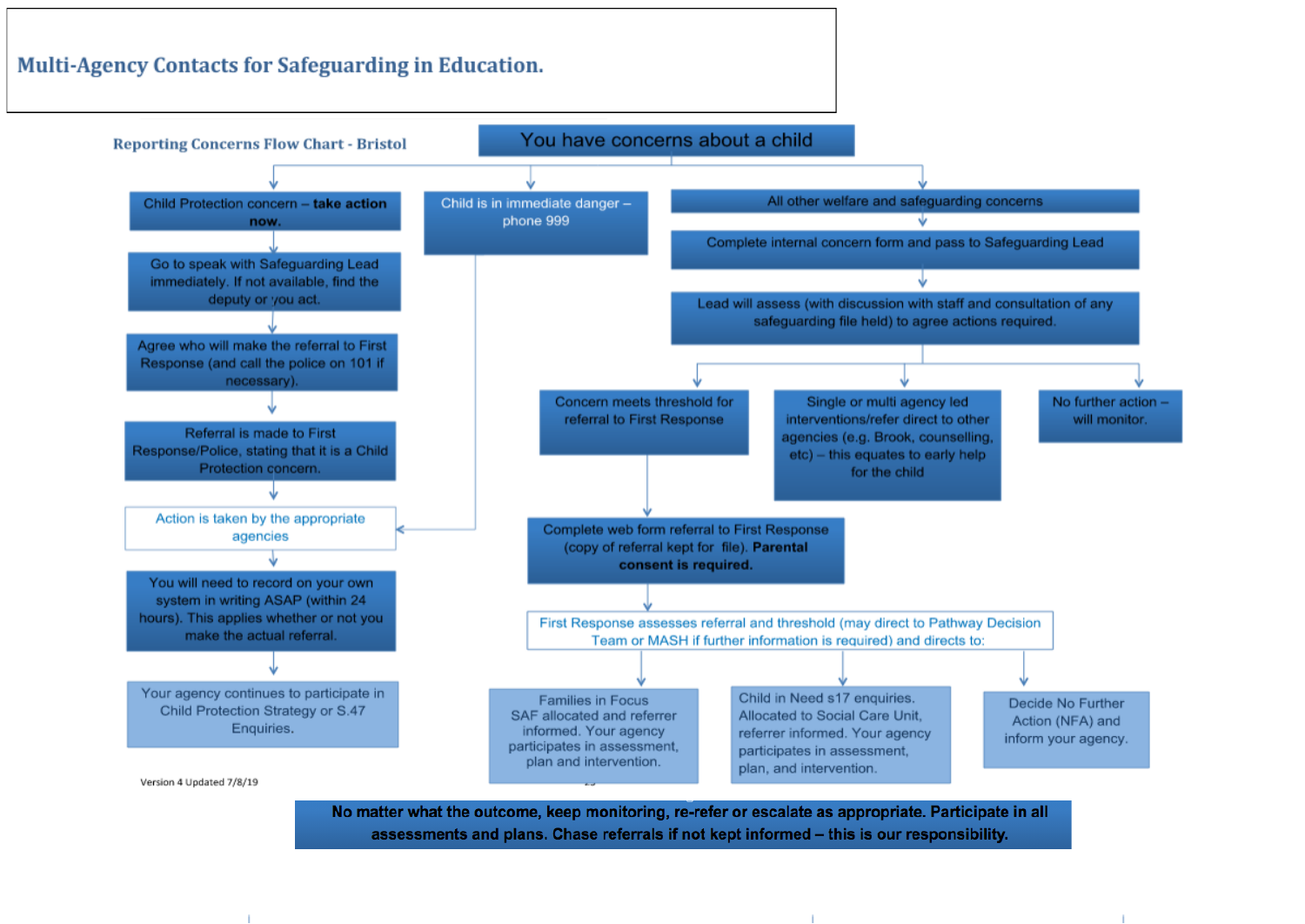# Multi-Agency Contacts for Safeguarding in Education.

## Reporting Concerns Flow Chart - Bristol

**You have concerns about a child**

**Child Protection concern – take action now.**

- Go to speak with Safeguarding Lead immediately. If not available, find the deputy or you act.
- Agree who will make the referral to First Response (and call the police on 101 if necessary).
- Referral is made to First Response/Police, stating that it is a Child Protection concern.
- Action is taken by the appropriate agencies
- You will need to record on your own system in writing ASAP (within 24 hours). This applies whether or not you make the actual referral.
- Your agency continues to participate in Child Protection Strategy or S.47 Enquiries.

**Child is in immediate danger – phone 999**

- Action is taken by the appropriate agencies

**All other welfare and safeguarding concerns**

- Complete internal concern form and pass to Safeguarding Lead
- Lead will assess (with discussion with staff and consultation of any safeguarding file held) to agree actions required.
  - Concern meets threshold for referral to First Response
    - Complete web form referral to First Response (copy of referral kept for file). **Parental consent is required.**
    - First Response assesses referral and threshold (may direct to Pathway Decision Team or MASH if further information is required) and directs to:
      - Families in Focus SAF allocated and referrer informed. Your agency participates in assessment, plan and intervention.
      - Child in Need s17 enquiries. Allocated to Social Care Unit, referrer informed. Your agency participates in assessment, plan, and intervention.
      - Decide No Further Action (NFA) and inform your agency.
  - Single or multi agency led interventions/refer direct to other agencies (e.g. Brook, counselling, etc) – this equates to early help for the child
  - No further action – will monitor.

Version 4 Updated 7/8/19

**No matter what the outcome, keep monitoring, re-refer or escalate as appropriate. Participate in all assessments and plans. Chase referrals if not kept informed – this is our responsibility.**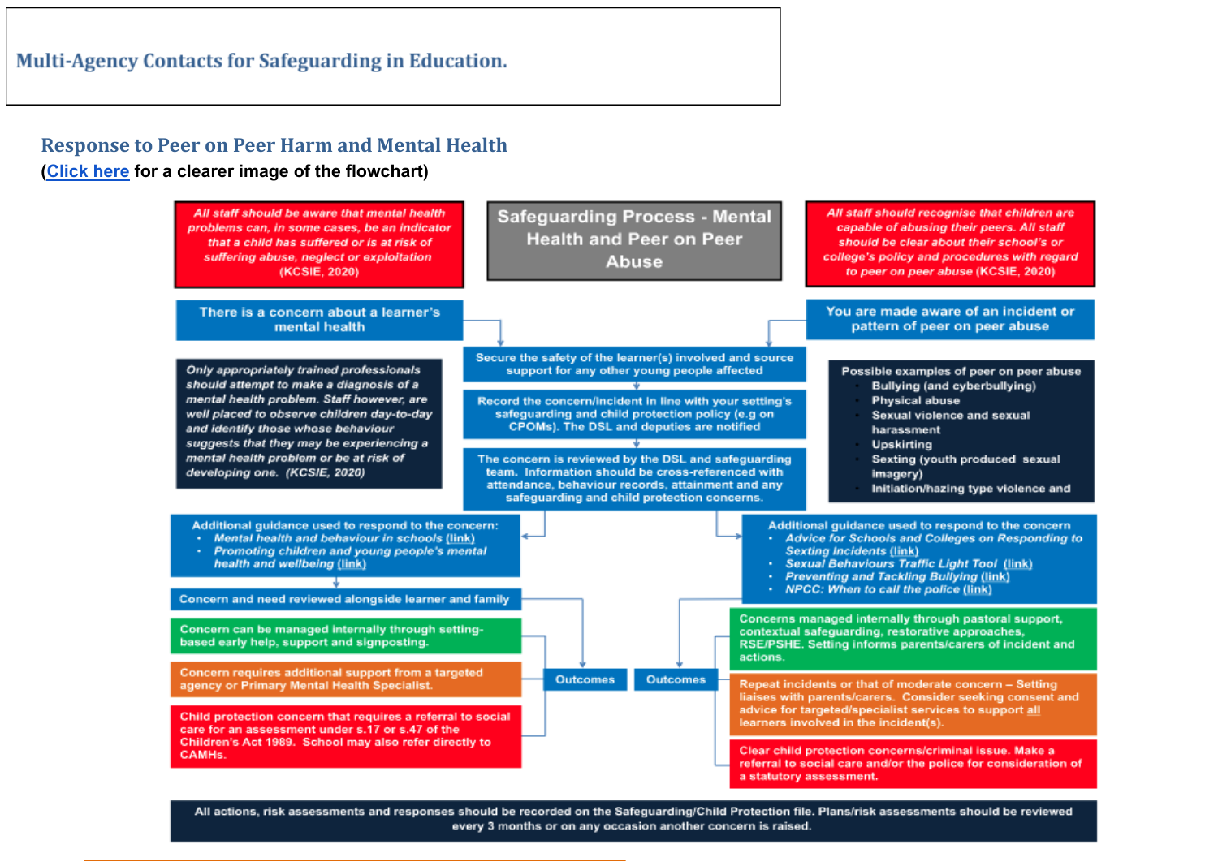**Multi-Agency Contacts for Safeguarding in Education.**

## Response to Peer on Peer Harm and Mental Health

(Click here for a clearer image of the flowchart)

**Safeguarding Process - Mental Health and Peer on Peer Abuse**

*All staff should be aware that mental health problems can, in some cases, be an indicator that a child has suffered or is at risk of suffering abuse, neglect or exploitation* (KCSIE, 2020)

*All staff should recognise that children are capable of abusing their peers. All staff should be clear about their school's or college's policy and procedures with regard to peer on peer abuse* (KCSIE, 2020)

There is a concern about a learner's mental health

You are made aware of an incident or pattern of peer on peer abuse

*Only appropriately trained professionals should attempt to make a diagnosis of a mental health problem. Staff however, are well placed to observe children day-to-day and identify those whose behaviour suggests that they may be experiencing a mental health problem or be at risk of developing one. (KCSIE, 2020)*

Secure the safety of the learner(s) involved and source support for any other young people affected

Record the concern/incident in line with your setting's safeguarding and child protection policy (e.g on CPOMs). The DSL and deputies are notified

The concern is reviewed by the DSL and safeguarding team. Information should be cross-referenced with attendance, behaviour records, attainment and any safeguarding and child protection concerns.

Possible examples of peer on peer abuse
- Bullying (and cyberbullying)
- Physical abuse
- Sexual violence and sexual harassment
- Upskirting
- Sexting (youth produced sexual imagery)
- Initiation/hazing type violence and

Additional guidance used to respond to the concern:
- *Mental health and behaviour in schools (link)*
- *Promoting children and young people's mental health and wellbeing (link)*

Concern and need reviewed alongside learner and family

**Outcomes**

- Concern can be managed internally through setting-based early help, support and signposting.
- Concern requires additional support from a targeted agency or Primary Mental Health Specialist.
- Child protection concern that requires a referral to social care for an assessment under s.17 or s.47 of the Children's Act 1989. School may also refer directly to CAMHs.

Additional guidance used to respond to the concern
- *Advice for Schools and Colleges on Responding to Sexting Incidents (link)*
- *Sexual Behaviours Traffic Light Tool (link)*
- *Preventing and Tackling Bullying (link)*
- *NPCC: When to call the police (link)*

**Outcomes**

- Concerns managed internally through pastoral support, contextual safeguarding, restorative approaches, RSE/PSHE. Setting informs parents/carers of incident and actions.
- Repeat incidents or that of moderate concern – Setting liaises with parents/carers. Consider seeking consent and advice for targeted/specialist services to support all learners involved in the incident(s).
- Clear child protection concerns/criminal issue. Make a referral to social care and/or the police for consideration of a statutory assessment.

All actions, risk assessments and responses should be recorded on the Safeguarding/Child Protection file. Plans/risk assessments should be reviewed every 3 months or on any occasion another concern is raised.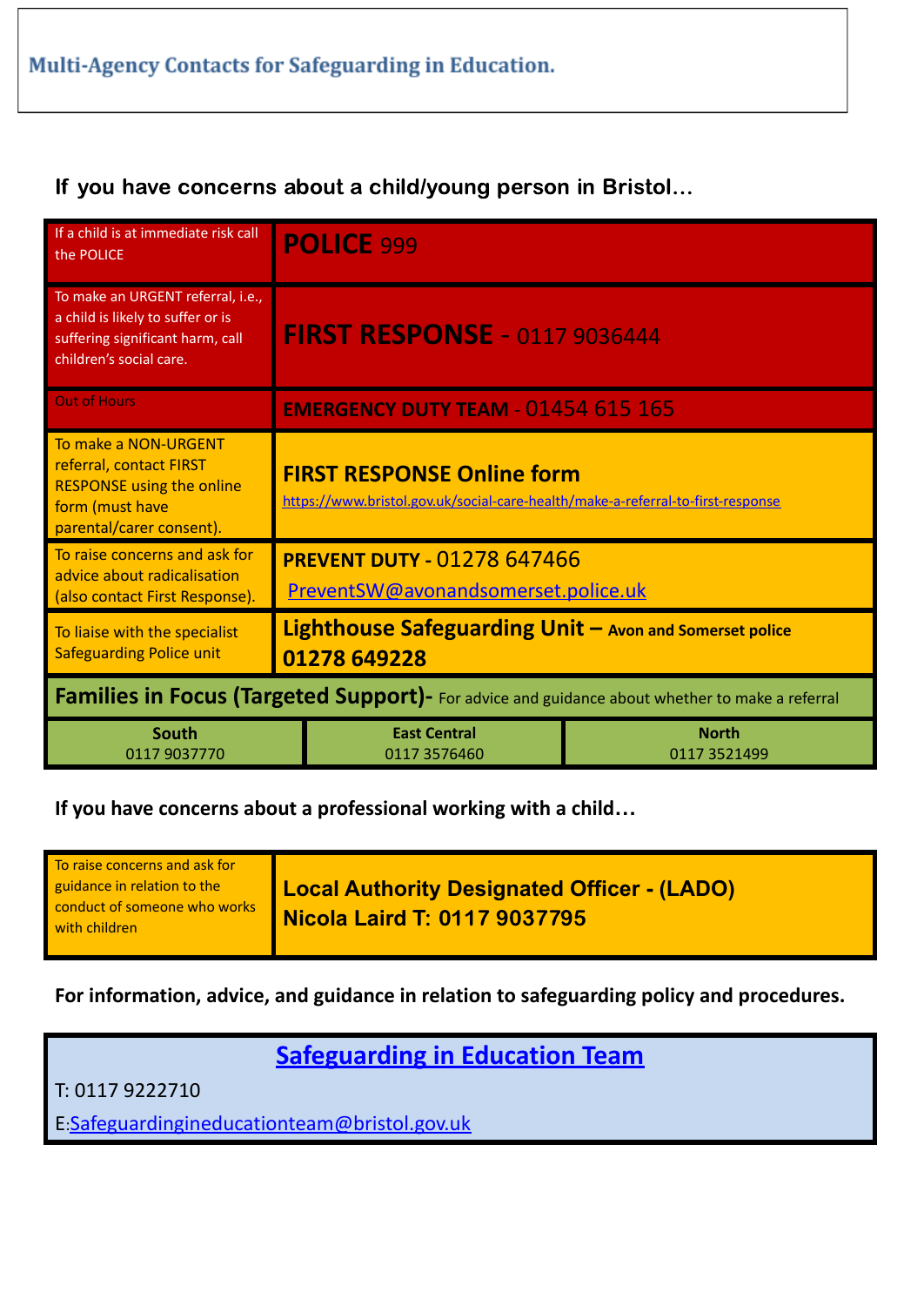# Multi-Agency Contacts for Safeguarding in Education.

**If you have concerns about a child/young person in Bristol…**

| | |
|---|---|
| If a child is at immediate risk call the POLICE | **POLICE** 999 |
| To make an URGENT referral, i.e., a child is likely to suffer or is suffering significant harm, call children's social care. | **FIRST RESPONSE** - 0117 9036444 |
| Out of Hours | **EMERGENCY DUTY TEAM** - 01454 615 165 |
| To make a NON-URGENT referral, contact FIRST RESPONSE using the online form (must have parental/carer consent). | **FIRST RESPONSE Online form** https://www.bristol.gov.uk/social-care-health/make-a-referral-to-first-response |
| To raise concerns and ask for advice about radicalisation (also contact First Response). | **PREVENT DUTY** - 01278 647466 PreventSW@avonandsomerset.police.uk |
| To liaise with the specialist Safeguarding Police unit | **Lighthouse Safeguarding Unit – Avon and Somerset police** **01278 649228** |

**Families in Focus (Targeted Support)-** For advice and guidance about whether to make a referral

| South | East Central | North |
|---|---|---|
| 0117 9037770 | 0117 3576460 | 0117 3521499 |

**If you have concerns about a professional working with a child…**

| | |
|---|---|
| To raise concerns and ask for guidance in relation to the conduct of someone who works with children | **Local Authority Designated Officer - (LADO)** **Nicola Laird T: 0117 9037795** |

**For information, advice, and guidance in relation to safeguarding policy and procedures.**

**Safeguarding in Education Team**

T: 0117 9222710

E: Safeguardingineducationteam@bristol.gov.uk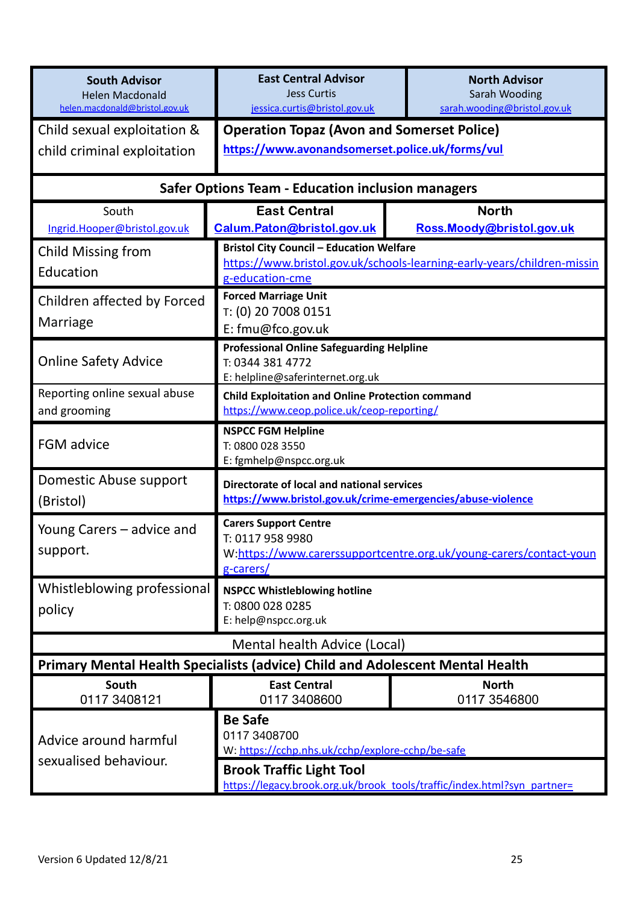| South Advisor<br>Helen Macdonald<br>helen.macdonald@bristol.gov.uk | East Central Advisor<br>Jess Curtis<br>jessica.curtis@bristol.gov.uk | North Advisor<br>Sarah Wooding<br>sarah.wooding@bristol.gov.uk |
|---|---|---|
| Child sexual exploitation & child criminal exploitation | **Operation Topaz (Avon and Somerset Police)**<br>**https://www.avonandsomerset.police.uk/forms/vul** | |

| **Safer Options Team - Education inclusion managers** | | |
|---|---|---|
| South<br>Ingrid.Hooper@bristol.gov.uk | **East Central**<br>**Calum.Paton@bristol.gov.uk** | **North**<br>**Ross.Moody@bristol.gov.uk** |

| | |
|---|---|
| Child Missing from Education | **Bristol City Council – Education Welfare**<br>https://www.bristol.gov.uk/schools-learning-early-years/children-missing-education-cme |
| Children affected by Forced Marriage | **Forced Marriage Unit**<br>T: (0) 20 7008 0151<br>E: fmu@fco.gov.uk |
| Online Safety Advice | **Professional Online Safeguarding Helpline**<br>T: 0344 381 4772<br>E: helpline@saferinternet.org.uk |
| Reporting online sexual abuse and grooming | **Child Exploitation and Online Protection command**<br>https://www.ceop.police.uk/ceop-reporting/ |
| FGM advice | **NSPCC FGM Helpline**<br>T: 0800 028 3550<br>E: fgmhelp@nspcc.org.uk |
| Domestic Abuse support (Bristol) | **Directorate of local and national services**<br>**https://www.bristol.gov.uk/crime-emergencies/abuse-violence** |
| Young Carers – advice and support. | **Carers Support Centre**<br>T: 0117 958 9980<br>W: https://www.carerssupportcentre.org.uk/young-carers/contact-young-carers/ |
| Whistleblowing professional policy | **NSPCC Whistleblowing hotline**<br>T: 0800 028 0285<br>E: help@nspcc.org.uk |

| Mental health Advice (Local) | | |
|---|---|---|
| **Primary Mental Health Specialists (advice) Child and Adolescent Mental Health** | | |
| **South**<br>0117 3408121 | **East Central**<br>0117 3408600 | **North**<br>0117 3546800 |

| | |
|---|---|
| Advice around harmful sexualised behaviour. | **Be Safe**<br>0117 3408700<br>W: https://cchp.nhs.uk/cchp/explore-cchp/be-safe |
| | **Brook Traffic Light Tool**<br>https://legacy.brook.org.uk/brook_tools/traffic/index.html?syn_partner= |

Version 6 Updated 12/8/21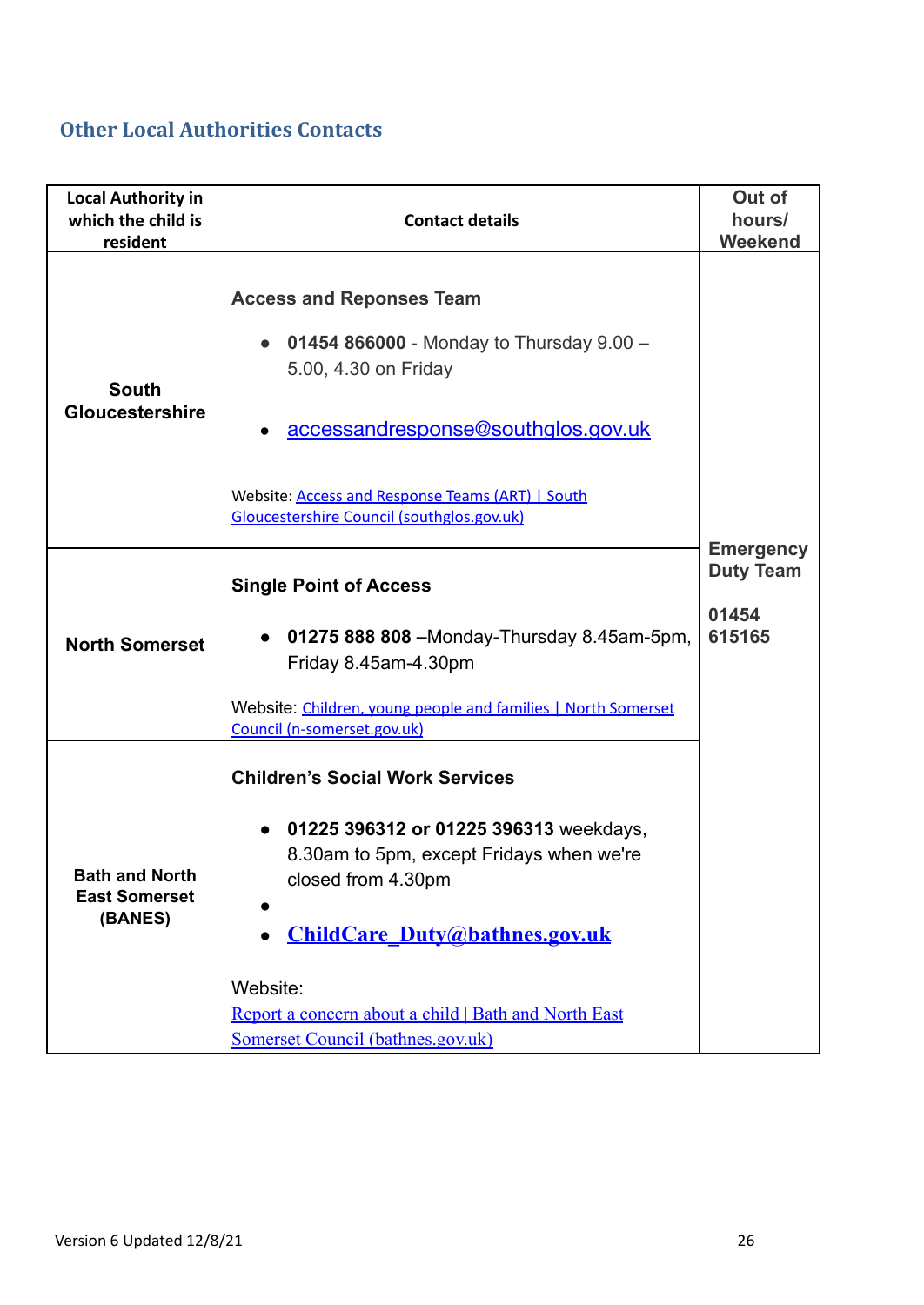## Other Local Authorities Contacts

| Local Authority in which the child is resident | Contact details | Out of hours/ Weekend |
|---|---|---|
| **South Gloucestershire** | **Access and Reponses Team**<br>• **01454 866000** - Monday to Thursday 9.00 – 5.00, 4.30 on Friday<br>• accessandresponse@southglos.gov.uk<br>Website: Access and Response Teams (ART) \| South Gloucestershire Council (southglos.gov.uk) | **Emergency Duty Team**<br>**01454 615165** |
| **North Somerset** | **Single Point of Access**<br>• **01275 888 808** –Monday-Thursday 8.45am-5pm, Friday 8.45am-4.30pm<br>Website: Children, young people and families \| North Somerset Council (n-somerset.gov.uk) | |
| **Bath and North East Somerset (BANES)** | **Children's Social Work Services**<br>• **01225 396312 or 01225 396313** weekdays, 8.30am to 5pm, except Fridays when we're closed from 4.30pm<br>•<br>• **ChildCare_Duty@bathnes.gov.uk**<br>Website:<br>Report a concern about a child \| Bath and North East Somerset Council (bathnes.gov.uk) | |

Version 6 Updated 12/8/21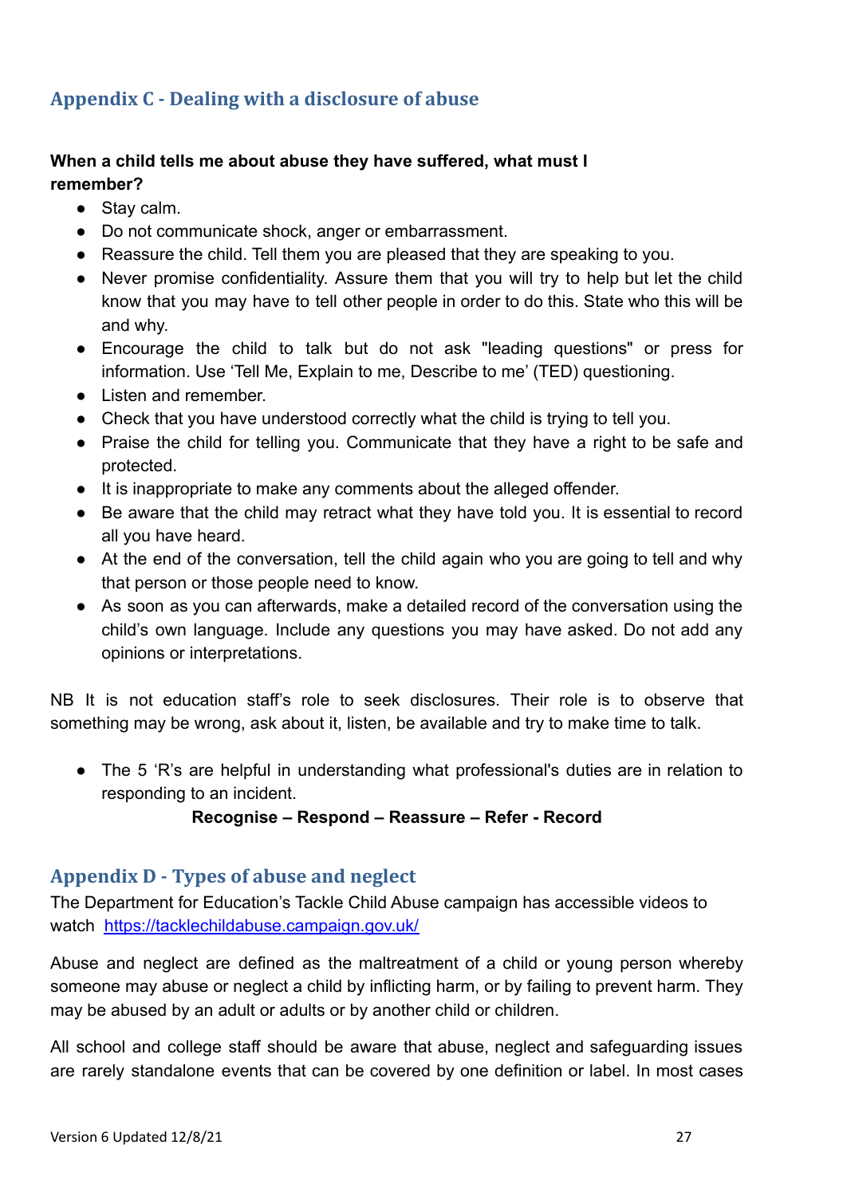## Appendix C - Dealing with a disclosure of abuse

**When a child tells me about abuse they have suffered, what must I remember?**

- Stay calm.
- Do not communicate shock, anger or embarrassment.
- Reassure the child. Tell them you are pleased that they are speaking to you.
- Never promise confidentiality. Assure them that you will try to help but let the child know that you may have to tell other people in order to do this. State who this will be and why.
- Encourage the child to talk but do not ask "leading questions" or press for information. Use 'Tell Me, Explain to me, Describe to me' (TED) questioning.
- Listen and remember.
- Check that you have understood correctly what the child is trying to tell you.
- Praise the child for telling you. Communicate that they have a right to be safe and protected.
- It is inappropriate to make any comments about the alleged offender.
- Be aware that the child may retract what they have told you. It is essential to record all you have heard.
- At the end of the conversation, tell the child again who you are going to tell and why that person or those people need to know.
- As soon as you can afterwards, make a detailed record of the conversation using the child's own language. Include any questions you may have asked. Do not add any opinions or interpretations.

NB It is not education staff's role to seek disclosures. Their role is to observe that something may be wrong, ask about it, listen, be available and try to make time to talk.

- The 5 'R's are helpful in understanding what professional's duties are in relation to responding to an incident.

  **Recognise – Respond – Reassure – Refer - Record**

## Appendix D - Types of abuse and neglect

The Department for Education's Tackle Child Abuse campaign has accessible videos to watch https://tacklechildabuse.campaign.gov.uk/

Abuse and neglect are defined as the maltreatment of a child or young person whereby someone may abuse or neglect a child by inflicting harm, or by failing to prevent harm. They may be abused by an adult or adults or by another child or children.

All school and college staff should be aware that abuse, neglect and safeguarding issues are rarely standalone events that can be covered by one definition or label. In most cases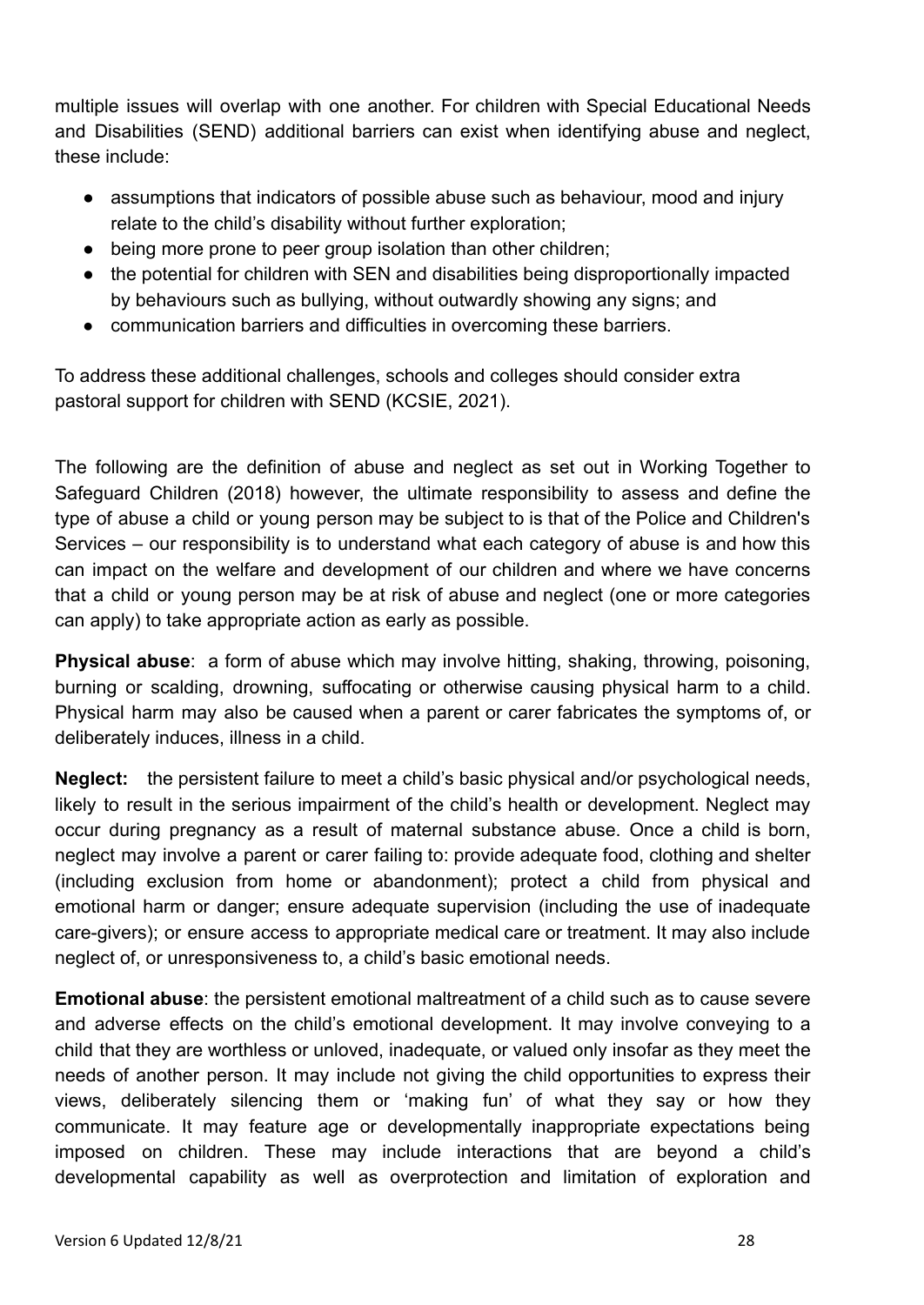multiple issues will overlap with one another. For children with Special Educational Needs and Disabilities (SEND) additional barriers can exist when identifying abuse and neglect, these include:

- assumptions that indicators of possible abuse such as behaviour, mood and injury relate to the child's disability without further exploration;
- being more prone to peer group isolation than other children;
- the potential for children with SEN and disabilities being disproportionally impacted by behaviours such as bullying, without outwardly showing any signs; and
- communication barriers and difficulties in overcoming these barriers.

To address these additional challenges, schools and colleges should consider extra pastoral support for children with SEND (KCSIE, 2021).

The following are the definition of abuse and neglect as set out in Working Together to Safeguard Children (2018) however, the ultimate responsibility to assess and define the type of abuse a child or young person may be subject to is that of the Police and Children's Services – our responsibility is to understand what each category of abuse is and how this can impact on the welfare and development of our children and where we have concerns that a child or young person may be at risk of abuse and neglect (one or more categories can apply) to take appropriate action as early as possible.

**Physical abuse**: a form of abuse which may involve hitting, shaking, throwing, poisoning, burning or scalding, drowning, suffocating or otherwise causing physical harm to a child. Physical harm may also be caused when a parent or carer fabricates the symptoms of, or deliberately induces, illness in a child.

**Neglect:** the persistent failure to meet a child's basic physical and/or psychological needs, likely to result in the serious impairment of the child's health or development. Neglect may occur during pregnancy as a result of maternal substance abuse. Once a child is born, neglect may involve a parent or carer failing to: provide adequate food, clothing and shelter (including exclusion from home or abandonment); protect a child from physical and emotional harm or danger; ensure adequate supervision (including the use of inadequate care-givers); or ensure access to appropriate medical care or treatment. It may also include neglect of, or unresponsiveness to, a child's basic emotional needs.

**Emotional abuse**: the persistent emotional maltreatment of a child such as to cause severe and adverse effects on the child's emotional development. It may involve conveying to a child that they are worthless or unloved, inadequate, or valued only insofar as they meet the needs of another person. It may include not giving the child opportunities to express their views, deliberately silencing them or 'making fun' of what they say or how they communicate. It may feature age or developmentally inappropriate expectations being imposed on children. These may include interactions that are beyond a child's developmental capability as well as overprotection and limitation of exploration and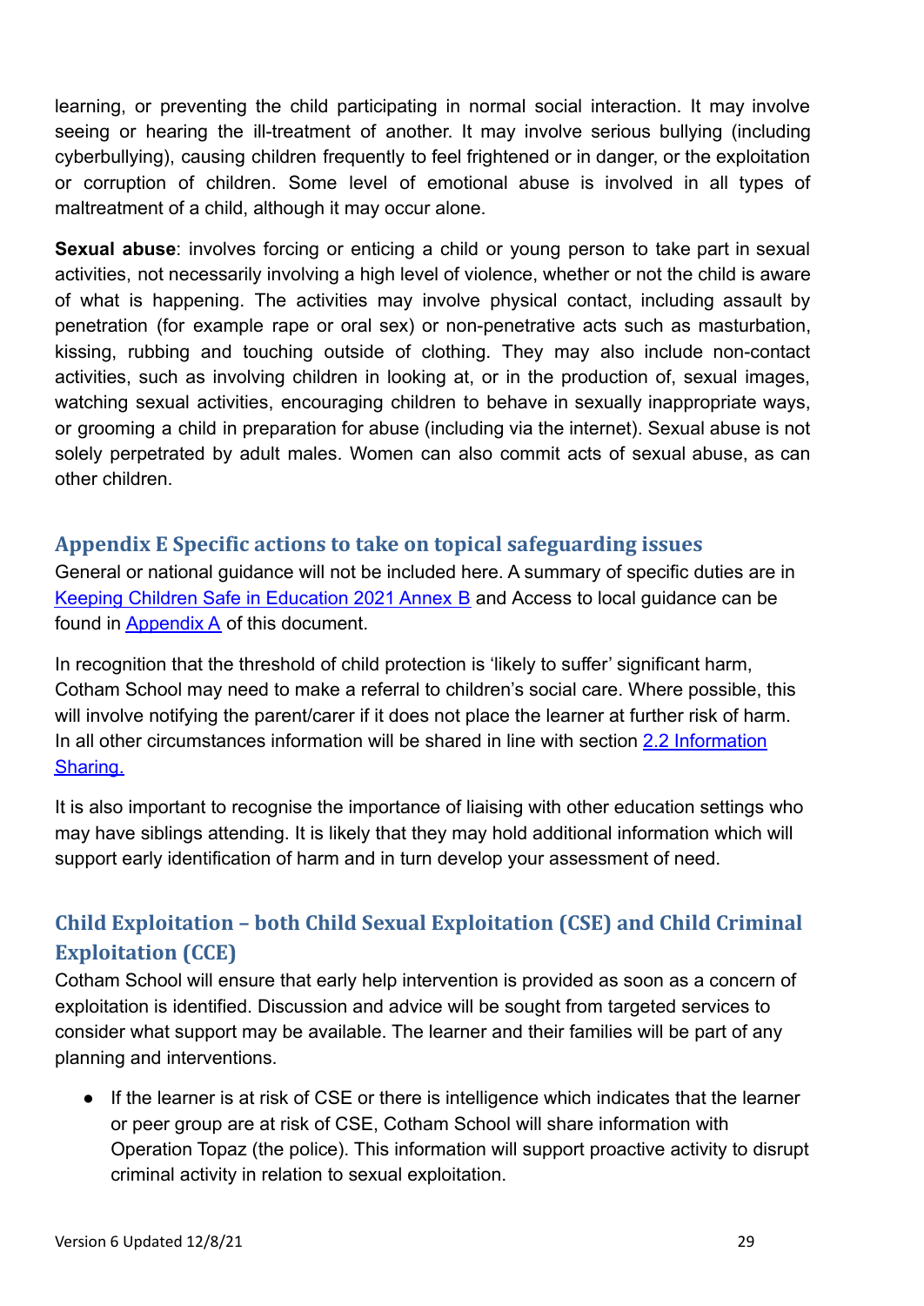learning, or preventing the child participating in normal social interaction. It may involve seeing or hearing the ill-treatment of another. It may involve serious bullying (including cyberbullying), causing children frequently to feel frightened or in danger, or the exploitation or corruption of children. Some level of emotional abuse is involved in all types of maltreatment of a child, although it may occur alone.

**Sexual abuse**: involves forcing or enticing a child or young person to take part in sexual activities, not necessarily involving a high level of violence, whether or not the child is aware of what is happening. The activities may involve physical contact, including assault by penetration (for example rape or oral sex) or non-penetrative acts such as masturbation, kissing, rubbing and touching outside of clothing. They may also include non-contact activities, such as involving children in looking at, or in the production of, sexual images, watching sexual activities, encouraging children to behave in sexually inappropriate ways, or grooming a child in preparation for abuse (including via the internet). Sexual abuse is not solely perpetrated by adult males. Women can also commit acts of sexual abuse, as can other children.

## Appendix E Specific actions to take on topical safeguarding issues

General or national guidance will not be included here. A summary of specific duties are in Keeping Children Safe in Education 2021 Annex B and Access to local guidance can be found in Appendix A of this document.

In recognition that the threshold of child protection is 'likely to suffer' significant harm, Cotham School may need to make a referral to children's social care. Where possible, this will involve notifying the parent/carer if it does not place the learner at further risk of harm. In all other circumstances information will be shared in line with section 2.2 Information Sharing.

It is also important to recognise the importance of liaising with other education settings who may have siblings attending. It is likely that they may hold additional information which will support early identification of harm and in turn develop your assessment of need.

## Child Exploitation – both Child Sexual Exploitation (CSE) and Child Criminal Exploitation (CCE)

Cotham School will ensure that early help intervention is provided as soon as a concern of exploitation is identified. Discussion and advice will be sought from targeted services to consider what support may be available. The learner and their families will be part of any planning and interventions.

- If the learner is at risk of CSE or there is intelligence which indicates that the learner or peer group are at risk of CSE, Cotham School will share information with Operation Topaz (the police). This information will support proactive activity to disrupt criminal activity in relation to sexual exploitation.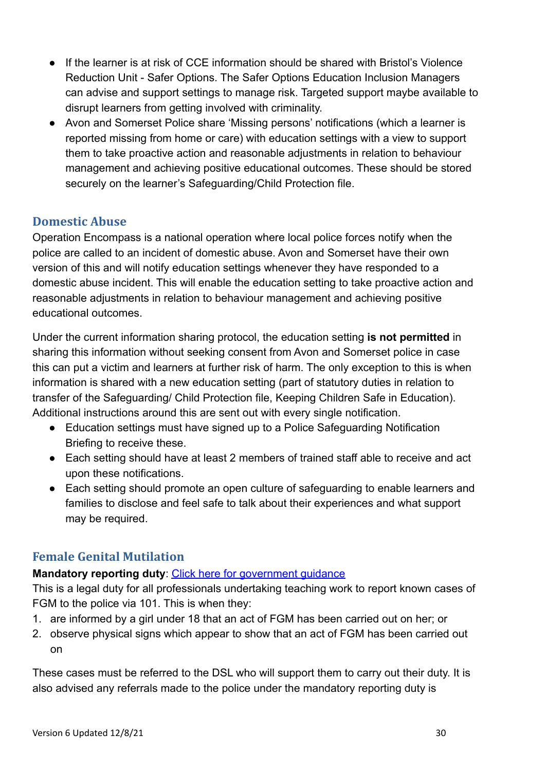- If the learner is at risk of CCE information should be shared with Bristol's Violence Reduction Unit - Safer Options. The Safer Options Education Inclusion Managers can advise and support settings to manage risk. Targeted support maybe available to disrupt learners from getting involved with criminality.
- Avon and Somerset Police share 'Missing persons' notifications (which a learner is reported missing from home or care) with education settings with a view to support them to take proactive action and reasonable adjustments in relation to behaviour management and achieving positive educational outcomes. These should be stored securely on the learner's Safeguarding/Child Protection file.

## Domestic Abuse

Operation Encompass is a national operation where local police forces notify when the police are called to an incident of domestic abuse. Avon and Somerset have their own version of this and will notify education settings whenever they have responded to a domestic abuse incident. This will enable the education setting to take proactive action and reasonable adjustments in relation to behaviour management and achieving positive educational outcomes.

Under the current information sharing protocol, the education setting **is not permitted** in sharing this information without seeking consent from Avon and Somerset police in case this can put a victim and learners at further risk of harm. The only exception to this is when information is shared with a new education setting (part of statutory duties in relation to transfer of the Safeguarding/ Child Protection file, Keeping Children Safe in Education). Additional instructions around this are sent out with every single notification.

- Education settings must have signed up to a Police Safeguarding Notification Briefing to receive these.
- Each setting should have at least 2 members of trained staff able to receive and act upon these notifications.
- Each setting should promote an open culture of safeguarding to enable learners and families to disclose and feel safe to talk about their experiences and what support may be required.

## Female Genital Mutilation

**Mandatory reporting duty**: Click here for government guidance

This is a legal duty for all professionals undertaking teaching work to report known cases of FGM to the police via 101. This is when they:

1. are informed by a girl under 18 that an act of FGM has been carried out on her; or
2. observe physical signs which appear to show that an act of FGM has been carried out on

These cases must be referred to the DSL who will support them to carry out their duty. It is also advised any referrals made to the police under the mandatory reporting duty is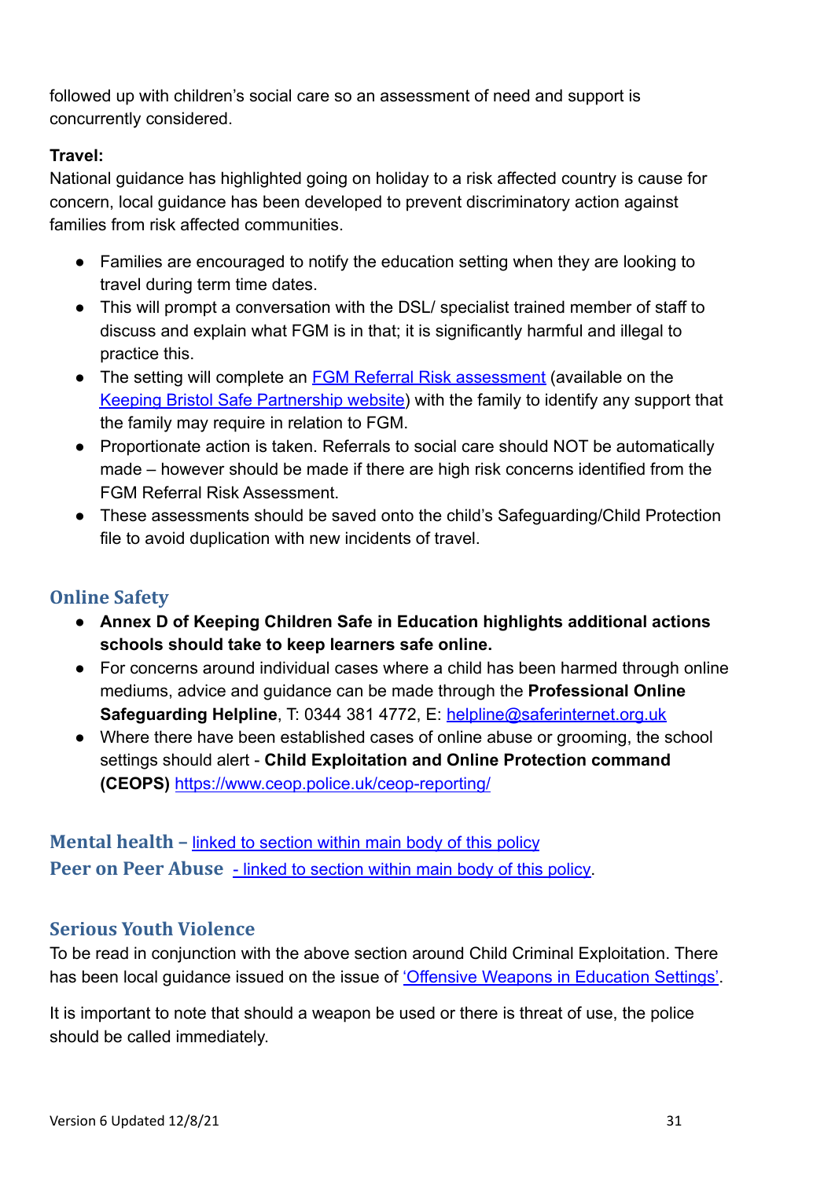followed up with children's social care so an assessment of need and support is concurrently considered.

**Travel:**
National guidance has highlighted going on holiday to a risk affected country is cause for concern, local guidance has been developed to prevent discriminatory action against families from risk affected communities.

- Families are encouraged to notify the education setting when they are looking to travel during term time dates.
- This will prompt a conversation with the DSL/ specialist trained member of staff to discuss and explain what FGM is in that; it is significantly harmful and illegal to practice this.
- The setting will complete an FGM Referral Risk assessment (available on the Keeping Bristol Safe Partnership website) with the family to identify any support that the family may require in relation to FGM.
- Proportionate action is taken. Referrals to social care should NOT be automatically made – however should be made if there are high risk concerns identified from the FGM Referral Risk Assessment.
- These assessments should be saved onto the child's Safeguarding/Child Protection file to avoid duplication with new incidents of travel.

## Online Safety

- **Annex D of Keeping Children Safe in Education highlights additional actions schools should take to keep learners safe online.**
- For concerns around individual cases where a child has been harmed through online mediums, advice and guidance can be made through the **Professional Online Safeguarding Helpline**, T: 0344 381 4772, E: helpline@saferinternet.org.uk
- Where there have been established cases of online abuse or grooming, the school settings should alert - **Child Exploitation and Online Protection command (CEOPS)** https://www.ceop.police.uk/ceop-reporting/

## Mental health – linked to section within main body of this policy

## Peer on Peer Abuse - linked to section within main body of this policy.

## Serious Youth Violence

To be read in conjunction with the above section around Child Criminal Exploitation. There has been local guidance issued on the issue of 'Offensive Weapons in Education Settings'.

It is important to note that should a weapon be used or there is threat of use, the police should be called immediately.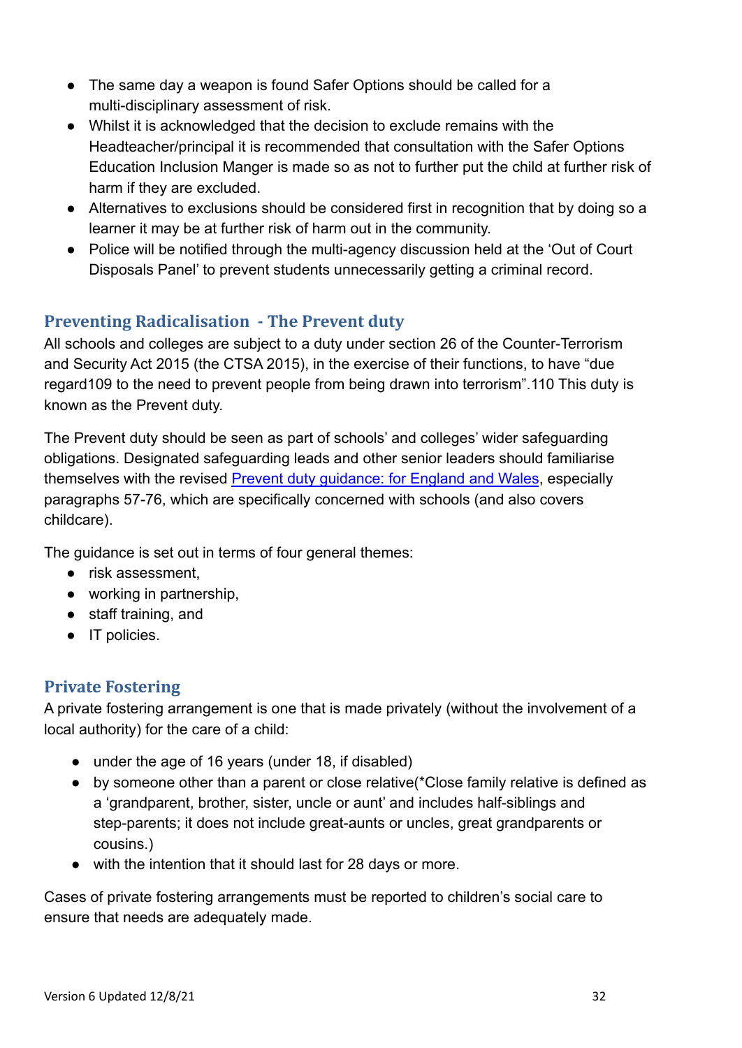- The same day a weapon is found Safer Options should be called for a multi-disciplinary assessment of risk.
- Whilst it is acknowledged that the decision to exclude remains with the Headteacher/principal it is recommended that consultation with the Safer Options Education Inclusion Manger is made so as not to further put the child at further risk of harm if they are excluded.
- Alternatives to exclusions should be considered first in recognition that by doing so a learner it may be at further risk of harm out in the community.
- Police will be notified through the multi-agency discussion held at the 'Out of Court Disposals Panel' to prevent students unnecessarily getting a criminal record.

## Preventing Radicalisation - The Prevent duty

All schools and colleges are subject to a duty under section 26 of the Counter-Terrorism and Security Act 2015 (the CTSA 2015), in the exercise of their functions, to have "due regard109 to the need to prevent people from being drawn into terrorism".110 This duty is known as the Prevent duty.

The Prevent duty should be seen as part of schools' and colleges' wider safeguarding obligations. Designated safeguarding leads and other senior leaders should familiarise themselves with the revised Prevent duty guidance: for England and Wales, especially paragraphs 57-76, which are specifically concerned with schools (and also covers childcare).

The guidance is set out in terms of four general themes:

- risk assessment,
- working in partnership,
- staff training, and
- IT policies.

## Private Fostering

A private fostering arrangement is one that is made privately (without the involvement of a local authority) for the care of a child:

- under the age of 16 years (under 18, if disabled)
- by someone other than a parent or close relative(*Close family relative is defined as a 'grandparent, brother, sister, uncle or aunt' and includes half-siblings and step-parents; it does not include great-aunts or uncles, great grandparents or cousins.)
- with the intention that it should last for 28 days or more.

Cases of private fostering arrangements must be reported to children's social care to ensure that needs are adequately made.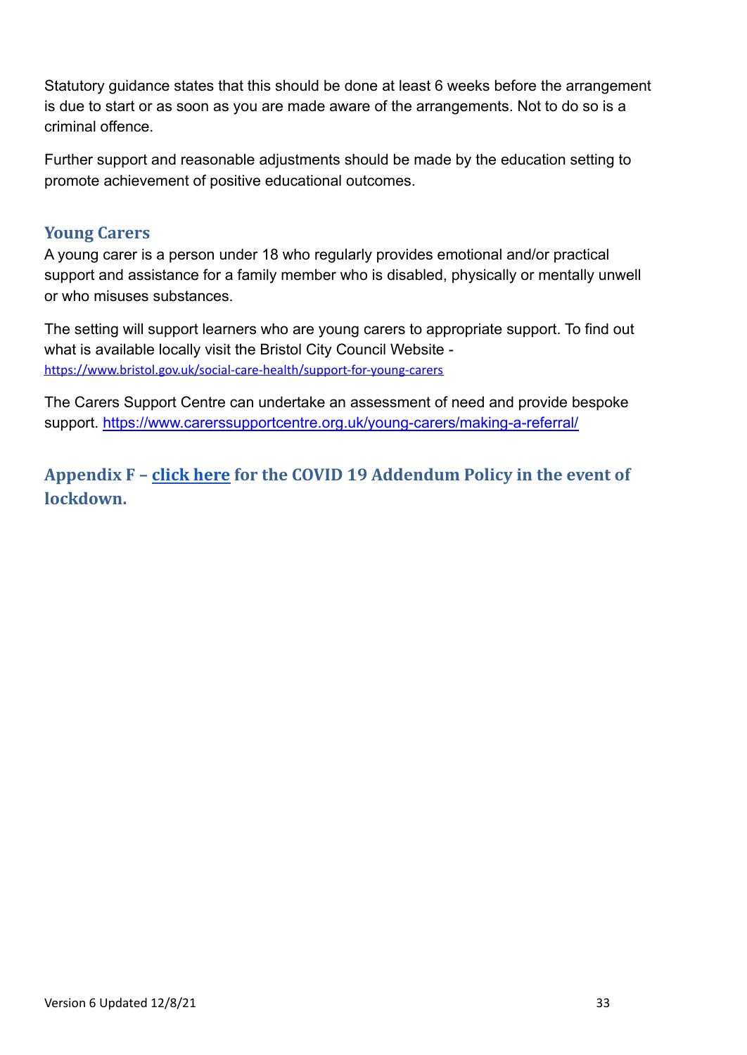Statutory guidance states that this should be done at least 6 weeks before the arrangement is due to start or as soon as you are made aware of the arrangements. Not to do so is a criminal offence.

Further support and reasonable adjustments should be made by the education setting to promote achievement of positive educational outcomes.

## Young Carers

A young carer is a person under 18 who regularly provides emotional and/or practical support and assistance for a family member who is disabled, physically or mentally unwell or who misuses substances.

The setting will support learners who are young carers to appropriate support. To find out what is available locally visit the Bristol City Council Website - https://www.bristol.gov.uk/social-care-health/support-for-young-carers

The Carers Support Centre can undertake an assessment of need and provide bespoke support. https://www.carerssupportcentre.org.uk/young-carers/making-a-referral/

## Appendix F – click here for the COVID 19 Addendum Policy in the event of lockdown.

Version 6 Updated 12/8/21